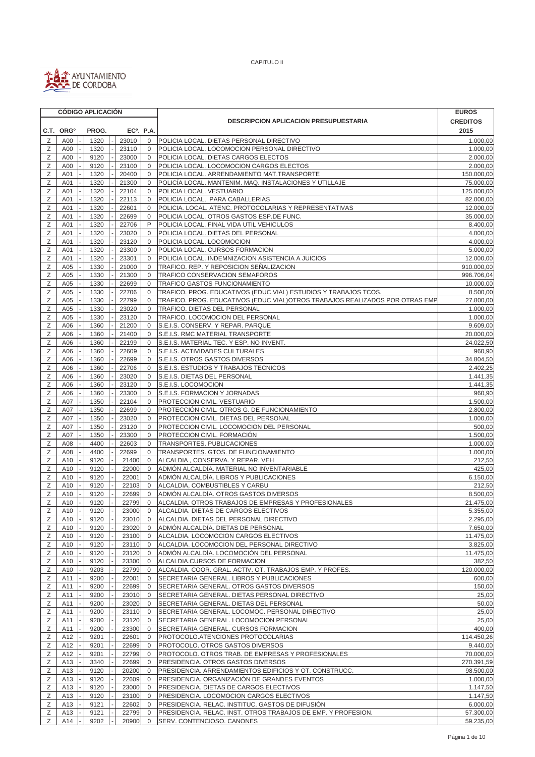CAPITULO II

AYUNTAMIENTO DE CORDOBA

| CÓDIGO APLICACIÓN | | | | | DESCRIPCION APLICACION PRESUPUESTARIA | EUROS CREDITOS 2015 |
|---|---|---|---|---|---|---|
| C.T. | ORGº | PROG. | ECº. | P.A. | | |
| Z | A00 | 1320 | 23010 | 0 | POLICIA LOCAL. DIETAS PERSONAL DIRECTIVO | 1.000,00 |
| Z | A00 | 1320 | 23110 | 0 | POLICIA LOCAL. LOCOMOCION PERSONAL DIRECTIVO | 1.000,00 |
| Z | A00 | 9120 | 23000 | 0 | POLICIA LOCAL. DIETAS CARGOS ELECTOS | 2.000,00 |
| Z | A00 | 9120 | 23100 | 0 | POLICIA LOCAL. LOCOMOCION CARGOS ELECTOS | 2.000,00 |
| Z | A01 | 1320 | 20400 | 0 | POLICIA LOCAL. ARRENDAMIENTO MAT.TRANSPORTE | 150.000,00 |
| Z | A01 | 1320 | 21300 | 0 | POLICÍA LOCAL. MANTENIM. MAQ. INSTALACIONES Y UTILLAJE | 75.000,00 |
| Z | A01 | 1320 | 22104 | 0 | POLICIA LOCAL. VESTUARIO | 125.000,00 |
| Z | A01 | 1320 | 22113 | 0 | POLICIA LOCAL, PARA CABALLERIAS | 82.000,00 |
| Z | A01 | 1320 | 22601 | 0 | POLICIA. LOCAL. ATENC. PROTOCOLARIAS Y REPRESENTATIVAS | 12.000,00 |
| Z | A01 | 1320 | 22699 | 0 | POLICIA LOCAL. OTROS GASTOS ESP.DE FUNC. | 35.000,00 |
| Z | A01 | 1320 | 22706 | P | POLICIA LOCAL. FINAL VIDA UTIL VEHICULOS | 8.400,00 |
| Z | A01 | 1320 | 23020 | 0 | POLICIA LOCAL. DIETAS DEL PERSONAL | 4.000,00 |
| Z | A01 | 1320 | 23120 | 0 | POLICIA LOCAL. LOCOMOCION | 4.000,00 |
| Z | A01 | 1320 | 23300 | 0 | POLICIA LOCAL. CURSOS FORMACION | 5.000,00 |
| Z | A01 | 1320 | 23301 | 0 | POLICIA LOCAL. INDEMNIZACION ASISTENCIA A JUICIOS | 12.000,00 |
| Z | A05 | 1330 | 21000 | 0 | TRAFICO. REP. Y REPOSICION SEÑALIZACION | 910.000,00 |
| Z | A05 | 1330 | 21300 | 0 | TRAFICO CONSERVACION SEMAFOROS | 996.706,04 |
| Z | A05 | 1330 | 22699 | 0 | TRAFICO GASTOS FUNCIONAMIENTO | 10.000,00 |
| Z | A05 | 1330 | 22706 | 0 | TRAFICO. PROG. EDUCATIVOS (EDUC.VIAL) ESTUDIOS Y TRABAJOS TCOS. | 8.500,00 |
| Z | A05 | 1330 | 22799 | 0 | TRAFICO. PROG. EDUCATIVOS (EDUC.VIAL)OTROS TRABAJOS REALIZADOS POR OTRAS EMP | 27.800,00 |
| Z | A05 | 1330 | 23020 | 0 | TRAFICO. DIETAS DEL PERSONAL | 1.000,00 |
| Z | A05 | 1330 | 23120 | 0 | TRAFICO. LOCOMOCION DEL PERSONAL | 1.000,00 |
| Z | A06 | 1360 | 21200 | 0 | S.E.I.S. CONSERV. Y REPAR. PARQUE | 9.609,00 |
| Z | A06 | 1360 | 21400 | 0 | S.E.I.S. RMC MATERIAL TRANSPORTE | 20.000,00 |
| Z | A06 | 1360 | 22199 | 0 | S.E.I.S. MATERIAL TEC. Y ESP. NO INVENT. | 24.022,50 |
| Z | A06 | 1360 | 22609 | 0 | S.E.I.S. ACTIVIDADES CULTURALES | 960,90 |
| Z | A06 | 1360 | 22699 | 0 | S.E.I.S. OTROS GASTOS DIVERSOS | 34.804,50 |
| Z | A06 | 1360 | 22706 | 0 | S.E.I.S. ESTUDIOS Y TRABAJOS TECNICOS | 2.402,25 |
| Z | A06 | 1360 | 23020 | 0 | S.E.I.S. DIETAS DEL PERSONAL | 1.441,35 |
| Z | A06 | 1360 | 23120 | 0 | S.E.I.S. LOCOMOCION | 1.441,35 |
| Z | A06 | 1360 | 23300 | 0 | S.E.I.S. FORMACION Y JORNADAS | 960,90 |
| Z | A07 | 1350 | 22104 | 0 | PROTECCION CIVIL. VESTUARIO | 1.500,00 |
| Z | A07 | 1350 | 22699 | 0 | PROTECCIÓN CIVIL. OTROS G. DE FUNCIONAMIENTO | 2.800,00 |
| Z | A07 | 1350 | 23020 | 0 | PROTECCION CIVIL. DIETAS DEL PERSONAL | 1.000,00 |
| Z | A07 | 1350 | 23120 | 0 | PROTECCION CIVIL. LOCOMOCION DEL PERSONAL | 500,00 |
| Z | A07 | 1350 | 23300 | 0 | PROTECCION CIVIL. FORMACIÓN | 1.500,00 |
| Z | A08 | 4400 | 22603 | 0 | TRANSPORTES. PUBLICACIONES | 1.000,00 |
| Z | A08 | 4400 | 22699 | 0 | TRANSPORTES. GTOS. DE FUNCIONAMIENTO | 1.000,00 |
| Z | A10 | 9120 | 21400 | 0 | ALCALDIA , CONSERVA. Y REPAR. VEH | 212,50 |
| Z | A10 | 9120 | 22000 | 0 | ADMÓN ALCALDÍA. MATERIAL NO INVENTARIABLE | 425,00 |
| Z | A10 | 9120 | 22001 | 0 | ADMÓN ALCALDÍA. LIBROS Y PUBLICACIONES | 6.150,00 |
| Z | A10 | 9120 | 22103 | 0 | ALCALDIA, COMBUSTIBLES Y CARBU | 212,50 |
| Z | A10 | 9120 | 22699 | 0 | ADMÓN ALCALDÍA. OTROS GASTOS DIVERSOS | 8.500,00 |
| Z | A10 | 9120 | 22799 | 0 | ALCALDIA. OTROS TRABAJOS DE EMPRESAS Y PROFESIONALES | 21.475,00 |
| Z | A10 | 9120 | 23000 | 0 | ALCALDIA. DIETAS DE CARGOS ELECTIVOS | 5.355,00 |
| Z | A10 | 9120 | 23010 | 0 | ALCALDIA. DIETAS DEL PERSONAL DIRECTIVO | 2.295,00 |
| Z | A10 | 9120 | 23020 | 0 | ADMÓN ALCALDÍA. DIETAS DE PERSONAL | 7.650,00 |
| Z | A10 | 9120 | 23100 | 0 | ALCALDIA. LOCOMOCION CARGOS ELECTIVOS | 11.475,00 |
| Z | A10 | 9120 | 23110 | 0 | ALCALDIA. LOCOMOCION DEL PERSONAL DIRECTIVO | 3.825,00 |
| Z | A10 | 9120 | 23120 | 0 | ADMÓN ALCALDÍA. LOCOMOCIÓN DEL PERSONAL | 11.475,00 |
| Z | A10 | 9120 | 23300 | 0 | ALCALDIA.CURSOS DE FORMACION | 382,50 |
| Z | A10 | 9203 | 22799 | 0 | ALCALDIA. COOR. GRAL. ACTIV. OT. TRABAJOS EMP. Y PROFES. | 120.000,00 |
| Z | A11 | 9200 | 22001 | 0 | SECRETARIA GENERAL. LIBROS Y PUBLICACIONES | 600,00 |
| Z | A11 | 9200 | 22699 | 0 | SECRETARIA GENERAL. OTROS GASTOS DIVERSOS | 150,00 |
| Z | A11 | 9200 | 23010 | 0 | SECRETARIA GENERAL. DIETAS PERSONAL DIRECTIVO | 25,00 |
| Z | A11 | 9200 | 23020 | 0 | SECRETARIA GENERAL. DIETAS DEL PERSONAL | 50,00 |
| Z | A11 | 9200 | 23110 | 0 | SECRETARIA GENERAL. LOCOMOC. PERSONAL DIRECTIVO | 25,00 |
| Z | A11 | 9200 | 23120 | 0 | SECRETARIA GENERAL. LOCOMOCION PERSONAL | 25,00 |
| Z | A11 | 9200 | 23300 | 0 | SECRETARIA GENERAL. CURSOS FORMACION | 400,00 |
| Z | A12 | 9201 | 22601 | 0 | PROTOCOLO.ATENCIONES PROTOCOLARIAS | 114.450,26 |
| Z | A12 | 9201 | 22699 | 0 | PROTOCOLO. OTROS GASTOS DIVERSOS | 9.440,00 |
| Z | A12 | 9201 | 22799 | 0 | PROTOCOLO. OTROS TRAB. DE EMPRESAS Y PROFESIONALES | 70.000,00 |
| Z | A13 | 3340 | 22699 | 0 | PRESIDENCIA. OTROS GASTOS DIVERSOS | 270.391,59 |
| Z | A13 | 9120 | 20200 | 0 | PRESIDENCIA. ARRENDAMIENTOS EDIFICIOS Y OT. CONSTRUCC. | 98.500,00 |
| Z | A13 | 9120 | 22609 | 0 | PRESIDENCIA. ORGANIZACIÓN DE GRANDES EVENTOS | 1.000,00 |
| Z | A13 | 9120 | 23000 | 0 | PRESIDENCIA. DIETAS DE CARGOS ELECTIVOS | 1.147,50 |
| Z | A13 | 9120 | 23100 | 0 | PRESIDENCIA. LOCOMOCION CARGOS ELECTIVOS | 1.147,50 |
| Z | A13 | 9121 | 22602 | 0 | PRESIDENCIA. RELAC. INSTITUC. GASTOS DE DIFUSIÓN | 6.000,00 |
| Z | A13 | 9121 | 22799 | 0 | PRESIDENCIA. RELAC. INST. OTROS TRABAJOS DE EMP. Y PROFESION. | 57.300,00 |
| Z | A14 | 9202 | 20900 | 0 | SERV. CONTENCIOSO. CANONES | 59.235,00 |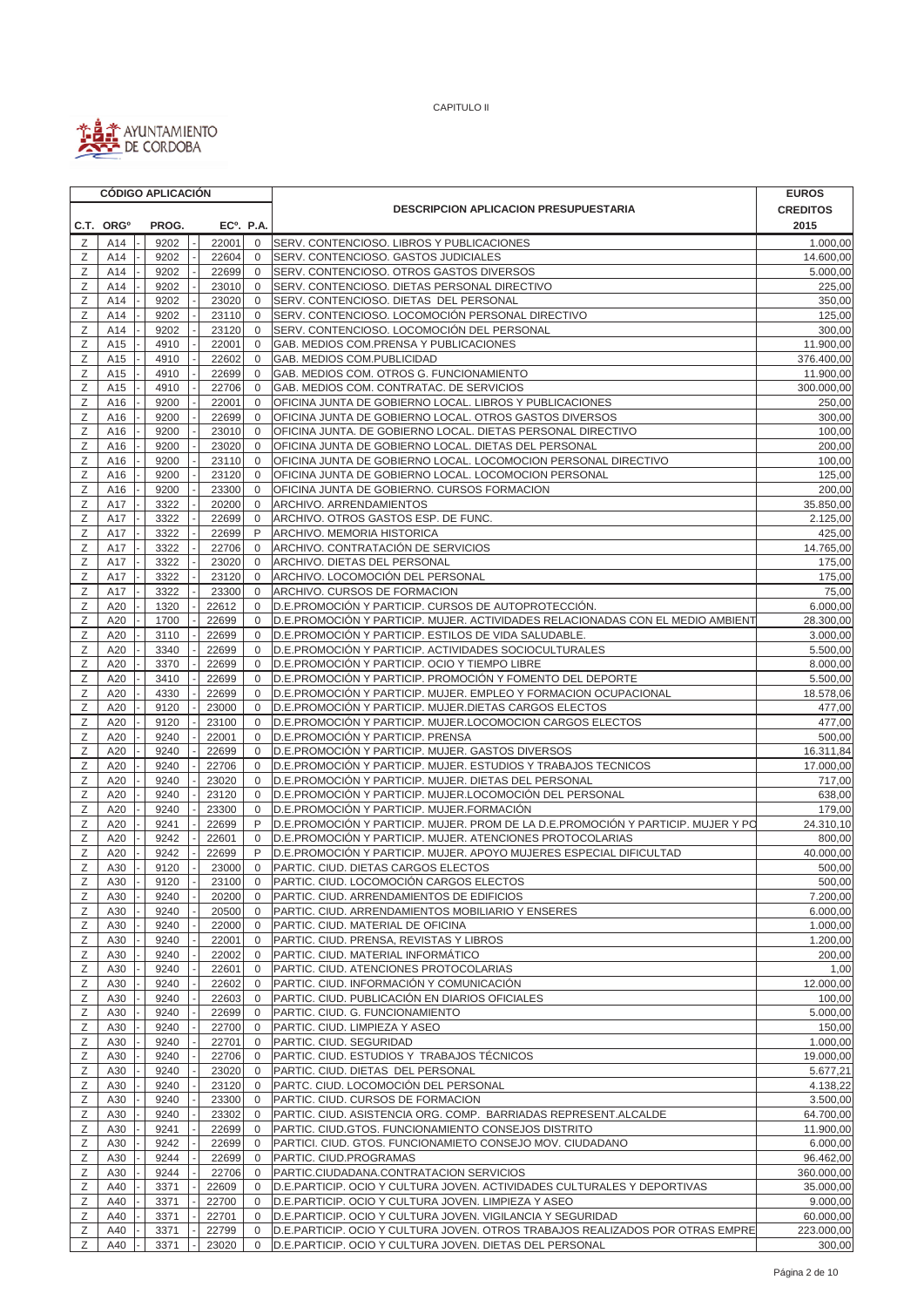CAPITULO II

AYUNTAMIENTO DE CORDOBA

| CÓDIGO APLICACIÓN | | | | | DESCRIPCION APLICACION PRESUPUESTARIA | EUROS CREDITOS 2015 |
|---|---|---|---|---|---|---|
| C.T. | ORGº | PROG. | ECº. | P.A. | | |
| Z | A14 | 9202 | 22001 | 0 | SERV. CONTENCIOSO. LIBROS Y PUBLICACIONES | 1.000,00 |
| Z | A14 | 9202 | 22604 | 0 | SERV. CONTENCIOSO. GASTOS JUDICIALES | 14.600,00 |
| Z | A14 | 9202 | 22699 | 0 | SERV. CONTENCIOSO. OTROS GASTOS DIVERSOS | 5.000,00 |
| Z | A14 | 9202 | 23010 | 0 | SERV. CONTENCIOSO. DIETAS PERSONAL DIRECTIVO | 225,00 |
| Z | A14 | 9202 | 23020 | 0 | SERV. CONTENCIOSO. DIETAS DEL PERSONAL | 350,00 |
| Z | A14 | 9202 | 23110 | 0 | SERV. CONTENCIOSO. LOCOMOCIÓN PERSONAL DIRECTIVO | 125,00 |
| Z | A14 | 9202 | 23120 | 0 | SERV. CONTENCIOSO. LOCOMOCIÓN DEL PERSONAL | 300,00 |
| Z | A15 | 4910 | 22001 | 0 | GAB. MEDIOS COM.PRENSA Y PUBLICACIONES | 11.900,00 |
| Z | A15 | 4910 | 22602 | 0 | GAB. MEDIOS COM.PUBLICIDAD | 376.400,00 |
| Z | A15 | 4910 | 22699 | 0 | GAB. MEDIOS COM. OTROS G. FUNCIONAMIENTO | 11.900,00 |
| Z | A15 | 4910 | 22706 | 0 | GAB. MEDIOS COM. CONTRATAC. DE SERVICIOS | 300.000,00 |
| Z | A16 | 9200 | 22001 | 0 | OFICINA JUNTA DE GOBIERNO LOCAL. LIBROS Y PUBLICACIONES | 250,00 |
| Z | A16 | 9200 | 22699 | 0 | OFICINA JUNTA DE GOBIERNO LOCAL. OTROS GASTOS DIVERSOS | 300,00 |
| Z | A16 | 9200 | 23010 | 0 | OFICINA JUNTA. DE GOBIERNO LOCAL. DIETAS PERSONAL DIRECTIVO | 100,00 |
| Z | A16 | 9200 | 23020 | 0 | OFICINA JUNTA DE GOBIERNO LOCAL. DIETAS DEL PERSONAL | 200,00 |
| Z | A16 | 9200 | 23110 | 0 | OFICINA JUNTA DE GOBIERNO LOCAL. LOCOMOCION PERSONAL DIRECTIVO | 100,00 |
| Z | A16 | 9200 | 23120 | 0 | OFICINA JUNTA DE GOBIERNO LOCAL. LOCOMOCION PERSONAL | 125,00 |
| Z | A16 | 9200 | 23300 | 0 | OFICINA JUNTA DE GOBIERNO. CURSOS FORMACION | 200,00 |
| Z | A17 | 3322 | 20200 | 0 | ARCHIVO. ARRENDAMIENTOS | 35.850,00 |
| Z | A17 | 3322 | 22699 | 0 | ARCHIVO. OTROS GASTOS ESP. DE FUNC. | 2.125,00 |
| Z | A17 | 3322 | 22699 | P | ARCHIVO. MEMORIA HISTORICA | 425,00 |
| Z | A17 | 3322 | 22706 | 0 | ARCHIVO. CONTRATACIÓN DE SERVICIOS | 14.765,00 |
| Z | A17 | 3322 | 23020 | 0 | ARCHIVO. DIETAS DEL PERSONAL | 175,00 |
| Z | A17 | 3322 | 23120 | 0 | ARCHIVO. LOCOMOCIÓN DEL PERSONAL | 175,00 |
| Z | A17 | 3322 | 23300 | 0 | ARCHIVO. CURSOS DE FORMACION | 75,00 |
| Z | A20 | 1320 | 22612 | 0 | D.E.PROMOCIÓN Y PARTICIP. CURSOS DE AUTOPROTECCIÓN. | 6.000,00 |
| Z | A20 | 1700 | 22699 | 0 | D.E.PROMOCIÓN Y PARTICIP. MUJER. ACTIVIDADES RELACIONADAS CON EL MEDIO AMBIENT | 28.300,00 |
| Z | A20 | 3110 | 22699 | 0 | D.E.PROMOCIÓN Y PARTICIP. ESTILOS DE VIDA SALUDABLE. | 3.000,00 |
| Z | A20 | 3340 | 22699 | 0 | D.E.PROMOCIÓN Y PARTICIP. ACTIVIDADES SOCIOCULTURALES | 5.500,00 |
| Z | A20 | 3370 | 22699 | 0 | D.E.PROMOCIÓN Y PARTICIP. OCIO Y TIEMPO LIBRE | 8.000,00 |
| Z | A20 | 3410 | 22699 | 0 | D.E.PROMOCIÓN Y PARTICIP. PROMOCIÓN Y FOMENTO DEL DEPORTE | 5.500,00 |
| Z | A20 | 4330 | 22699 | 0 | D.E.PROMOCIÓN Y PARTICIP. MUJER. EMPLEO Y FORMACION OCUPACIONAL | 18.578,06 |
| Z | A20 | 9120 | 23000 | 0 | D.E.PROMOCIÓN Y PARTICIP. MUJER.DIETAS CARGOS ELECTOS | 477,00 |
| Z | A20 | 9120 | 23100 | 0 | D.E.PROMOCIÓN Y PARTICIP. MUJER.LOCOMOCION CARGOS ELECTOS | 477,00 |
| Z | A20 | 9240 | 22001 | 0 | D.E.PROMOCIÓN Y PARTICIP. PRENSA | 500,00 |
| Z | A20 | 9240 | 22699 | 0 | D.E.PROMOCIÓN Y PARTICIP. MUJER. GASTOS DIVERSOS | 16.311,84 |
| Z | A20 | 9240 | 22706 | 0 | D.E.PROMOCIÓN Y PARTICIP. MUJER. ESTUDIOS Y TRABAJOS TECNICOS | 17.000,00 |
| Z | A20 | 9240 | 23020 | 0 | D.E.PROMOCIÓN Y PARTICIP. MUJER. DIETAS DEL PERSONAL | 717,00 |
| Z | A20 | 9240 | 23120 | 0 | D.E.PROMOCIÓN Y PARTICIP. MUJER.LOCOMOCIÓN DEL PERSONAL | 638,00 |
| Z | A20 | 9240 | 23300 | 0 | D.E.PROMOCIÓN Y PARTICIP. MUJER.FORMACIÓN | 179,00 |
| Z | A20 | 9241 | 22699 | P | D.E.PROMOCIÓN Y PARTICIP. MUJER. PROM DE LA D.E.PROMOCIÓN Y PARTICIP. MUJER Y PO | 24.310,10 |
| Z | A20 | 9242 | 22601 | 0 | D.E.PROMOCIÓN Y PARTICIP. MUJER. ATENCIONES PROTOCOLARIAS | 800,00 |
| Z | A20 | 9242 | 22699 | P | D.E.PROMOCIÓN Y PARTICIP. MUJER. APOYO MUJERES ESPECIAL DIFICULTAD | 40.000,00 |
| Z | A30 | 9120 | 23000 | 0 | PARTIC. CIUD. DIETAS CARGOS ELECTOS | 500,00 |
| Z | A30 | 9120 | 23100 | 0 | PARTIC. CIUD. LOCOMOCIÓN CARGOS ELECTOS | 500,00 |
| Z | A30 | 9240 | 20200 | 0 | PARTIC. CIUD. ARRENDAMIENTOS DE EDIFICIOS | 7.200,00 |
| Z | A30 | 9240 | 20500 | 0 | PARTIC. CIUD. ARRENDAMIENTOS MOBILIARIO Y ENSERES | 6.000,00 |
| Z | A30 | 9240 | 22000 | 0 | PARTIC. CIUD. MATERIAL DE OFICINA | 1.000,00 |
| Z | A30 | 9240 | 22001 | 0 | PARTIC. CIUD. PRENSA, REVISTAS Y LIBROS | 1.200,00 |
| Z | A30 | 9240 | 22002 | 0 | PARTIC. CIUD. MATERIAL INFORMÁTICO | 200,00 |
| Z | A30 | 9240 | 22601 | 0 | PARTIC. CIUD. ATENCIONES PROTOCOLARIAS | 1,00 |
| Z | A30 | 9240 | 22602 | 0 | PARTIC. CIUD. INFORMACIÓN Y COMUNICACIÓN | 12.000,00 |
| Z | A30 | 9240 | 22603 | 0 | PARTIC. CIUD. PUBLICACIÓN EN DIARIOS OFICIALES | 100,00 |
| Z | A30 | 9240 | 22699 | 0 | PARTIC. CIUD. G. FUNCIONAMIENTO | 5.000,00 |
| Z | A30 | 9240 | 22700 | 0 | PARTIC. CIUD. LIMPIEZA Y ASEO | 150,00 |
| Z | A30 | 9240 | 22701 | 0 | PARTIC. CIUD. SEGURIDAD | 1.000,00 |
| Z | A30 | 9240 | 22706 | 0 | PARTIC. CIUD. ESTUDIOS Y TRABAJOS TÉCNICOS | 19.000,00 |
| Z | A30 | 9240 | 23020 | 0 | PARTIC. CIUD. DIETAS DEL PERSONAL | 5.677,21 |
| Z | A30 | 9240 | 23120 | 0 | PARTC. CIUD. LOCOMOCIÓN DEL PERSONAL | 4.138,22 |
| Z | A30 | 9240 | 23300 | 0 | PARTIC. CIUD. CURSOS DE FORMACION | 3.500,00 |
| Z | A30 | 9240 | 23302 | 0 | PARTIC. CIUD. ASISTENCIA ORG. COMP. BARRIADAS REPRESENT.ALCALDE | 64.700,00 |
| Z | A30 | 9241 | 22699 | 0 | PARTIC. CIUD.GTOS. FUNCIONAMIENTO CONSEJOS DISTRITO | 11.900,00 |
| Z | A30 | 9242 | 22699 | 0 | PARTICI. CIUD. GTOS. FUNCIONAMIETO CONSEJO MOV. CIUDADANO | 6.000,00 |
| Z | A30 | 9244 | 22699 | 0 | PARTIC. CIUD.PROGRAMAS | 96.462,00 |
| Z | A30 | 9244 | 22706 | 0 | PARTIC.CIUDADANA.CONTRATACION SERVICIOS | 360.000,00 |
| Z | A40 | 3371 | 22609 | 0 | D.E.PARTICIP. OCIO Y CULTURA JOVEN. ACTIVIDADES CULTURALES Y DEPORTIVAS | 35.000,00 |
| Z | A40 | 3371 | 22700 | 0 | D.E.PARTICIP. OCIO Y CULTURA JOVEN. LIMPIEZA Y ASEO | 9.000,00 |
| Z | A40 | 3371 | 22701 | 0 | D.E.PARTICIP. OCIO Y CULTURA JOVEN. VIGILANCIA Y SEGURIDAD | 60.000,00 |
| Z | A40 | 3371 | 22799 | 0 | D.E.PARTICIP. OCIO Y CULTURA JOVEN. OTROS TRABAJOS REALIZADOS POR OTRAS EMPRE | 223.000,00 |
| Z | A40 | 3371 | 23020 | 0 | D.E.PARTICIP. OCIO Y CULTURA JOVEN. DIETAS DEL PERSONAL | 300,00 |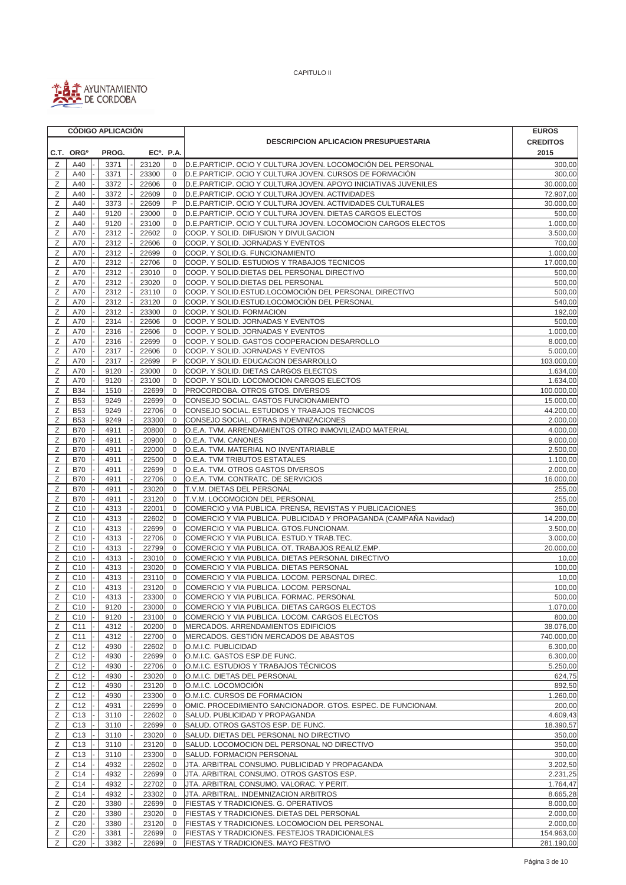CAPITULO II

AYUNTAMIENTO DE CORDOBA

| CÓDIGO APLICACIÓN | | | | | DESCRIPCION APLICACION PRESUPUESTARIA | EUROS CREDITOS 2015 |
|---|---|---|---|---|---|---|
| C.T. | ORGº | PROG. | ECº. | P.A. | | |
| Z | A40 | 3371 | 23120 | 0 | D.E.PARTICIP. OCIO Y CULTURA JOVEN. LOCOMOCIÓN DEL PERSONAL | 300,00 |
| Z | A40 | 3371 | 23300 | 0 | D.E.PARTICIP. OCIO Y CULTURA JOVEN. CURSOS DE FORMACIÓN | 300,00 |
| Z | A40 | 3372 | 22606 | 0 | D.E.PARTICIP. OCIO Y CULTURA JOVEN. APOYO INICIATIVAS JUVENILES | 30.000,00 |
| Z | A40 | 3372 | 22609 | 0 | D.E.PARTICIP. OCIO Y CULTURA JOVEN. ACTIVIDADES | 72.907,00 |
| Z | A40 | 3373 | 22609 | P | D.E.PARTICIP. OCIO Y CULTURA JOVEN. ACTIVIDADES CULTURALES | 30.000,00 |
| Z | A40 | 9120 | 23000 | 0 | D.E.PARTICIP. OCIO Y CULTURA JOVEN. DIETAS CARGOS ELECTOS | 500,00 |
| Z | A40 | 9120 | 23100 | 0 | D.E.PARTICIP. OCIO Y CULTURA JOVEN. LOCOMOCION CARGOS ELECTOS | 1.000,00 |
| Z | A70 | 2312 | 22602 | 0 | COOP. Y SOLID. DIFUSION Y DIVULGACION | 3.500,00 |
| Z | A70 | 2312 | 22606 | 0 | COOP. Y SOLID. JORNADAS Y EVENTOS | 700,00 |
| Z | A70 | 2312 | 22699 | 0 | COOP. Y SOLID.G. FUNCIONAMIENTO | 1.000,00 |
| Z | A70 | 2312 | 22706 | 0 | COOP. Y SOLID. ESTUDIOS Y TRABAJOS TECNICOS | 17.000,00 |
| Z | A70 | 2312 | 23010 | 0 | COOP. Y SOLID.DIETAS DEL PERSONAL DIRECTIVO | 500,00 |
| Z | A70 | 2312 | 23020 | 0 | COOP. Y SOLID.DIETAS DEL PERSONAL | 500,00 |
| Z | A70 | 2312 | 23110 | 0 | COOP. Y SOLID.ESTUD.LOCOMOCIÓN DEL PERSONAL DIRECTIVO | 500,00 |
| Z | A70 | 2312 | 23120 | 0 | COOP. Y SOLID.ESTUD.LOCOMOCIÓN DEL PERSONAL | 540,00 |
| Z | A70 | 2312 | 23300 | 0 | COOP. Y SOLID. FORMACION | 192,00 |
| Z | A70 | 2314 | 22606 | 0 | COOP. Y SOLID. JORNADAS Y EVENTOS | 500,00 |
| Z | A70 | 2316 | 22606 | 0 | COOP. Y SOLID. JORNADAS Y EVENTOS | 1.000,00 |
| Z | A70 | 2316 | 22699 | 0 | COOP. Y SOLID. GASTOS COOPERACION DESARROLLO | 8.000,00 |
| Z | A70 | 2317 | 22606 | 0 | COOP. Y SOLID. JORNADAS Y EVENTOS | 5.000,00 |
| Z | A70 | 2317 | 22699 | P | COOP. Y SOLID. EDUCACION DESARROLLO | 103.000,00 |
| Z | A70 | 9120 | 23000 | 0 | COOP. Y SOLID. DIETAS CARGOS ELECTOS | 1.634,00 |
| Z | A70 | 9120 | 23100 | 0 | COOP. Y SOLID. LOCOMOCION CARGOS ELECTOS | 1.634,00 |
| Z | B34 | 1510 | 22699 | 0 | PROCORDOBA. OTROS GTOS. DIVERSOS | 100.000,00 |
| Z | B53 | 9249 | 22699 | 0 | CONSEJO SOCIAL. GASTOS FUNCIONAMIENTO | 15.000,00 |
| Z | B53 | 9249 | 22706 | 0 | CONSEJO SOCIAL. ESTUDIOS Y TRABAJOS TECNICOS | 44.200,00 |
| Z | B53 | 9249 | 23300 | 0 | CONSEJO SOCIAL. OTRAS INDEMNIZACIONES | 2.000,00 |
| Z | B70 | 4911 | 20800 | 0 | O.E.A. TVM. ARRENDAMIENTOS OTRO INMOVILIZADO MATERIAL | 4.000,00 |
| Z | B70 | 4911 | 20900 | 0 | O.E.A. TVM. CANONES | 9.000,00 |
| Z | B70 | 4911 | 22000 | 0 | O.E.A. TVM. MATERIAL NO INVENTARIABLE | 2.500,00 |
| Z | B70 | 4911 | 22500 | 0 | O.E.A. TVM TRIBUTOS ESTATALES | 1.100,00 |
| Z | B70 | 4911 | 22699 | 0 | O.E.A. TVM. OTROS GASTOS DIVERSOS | 2.000,00 |
| Z | B70 | 4911 | 22706 | 0 | O.E.A. TVM. CONTRATC. DE SERVICIOS | 16.000,00 |
| Z | B70 | 4911 | 23020 | 0 | T.V.M. DIETAS DEL PERSONAL | 255,00 |
| Z | B70 | 4911 | 23120 | 0 | T.V.M. LOCOMOCION DEL PERSONAL | 255,00 |
| Z | C10 | 4313 | 22001 | 0 | COMERCIO y VIA PUBLICA. PRENSA, REVISTAS Y PUBLICACIONES | 360,00 |
| Z | C10 | 4313 | 22602 | 0 | COMERCIO Y VIA PUBLICA. PUBLICIDAD Y PROPAGANDA (CAMPAÑA Navidad) | 14.200,00 |
| Z | C10 | 4313 | 22699 | 0 | COMERCIO Y VIA PUBLICA. GTOS.FUNCIONAM. | 3.500,00 |
| Z | C10 | 4313 | 22706 | 0 | COMERCIO Y VIA PUBLICA. ESTUD.Y TRAB.TEC. | 3.000,00 |
| Z | C10 | 4313 | 22799 | 0 | COMERCIO Y VIA PUBLICA. OT. TRABAJOS REALIZ.EMP. | 20.000,00 |
| Z | C10 | 4313 | 23010 | 0 | COMERCIO Y VIA PUBLICA. DIETAS PERSONAL DIRECTIVO | 10,00 |
| Z | C10 | 4313 | 23020 | 0 | COMERCIO Y VIA PUBLICA. DIETAS PERSONAL | 100,00 |
| Z | C10 | 4313 | 23110 | 0 | COMERCIO Y VIA PUBLICA. LOCOM. PERSONAL DIREC. | 10,00 |
| Z | C10 | 4313 | 23120 | 0 | COMERCIO Y VIA PUBLICA. LOCOM. PERSONAL | 100,00 |
| Z | C10 | 4313 | 23300 | 0 | COMERCIO Y VIA PUBLICA. FORMAC. PERSONAL | 500,00 |
| Z | C10 | 9120 | 23000 | 0 | COMERCIO Y VIA PUBLICA. DIETAS CARGOS ELECTOS | 1.070,00 |
| Z | C10 | 9120 | 23100 | 0 | COMERCIO Y VIA PUBLICA. LOCOM. CARGOS ELECTOS | 800,00 |
| Z | C11 | 4312 | 20200 | 0 | MERCADOS. ARRENDAMIENTOS EDIFICIOS | 38.076,00 |
| Z | C11 | 4312 | 22700 | 0 | MERCADOS. GESTIÓN MERCADOS DE ABASTOS | 740.000,00 |
| Z | C12 | 4930 | 22602 | 0 | O.M.I.C. PUBLICIDAD | 6.300,00 |
| Z | C12 | 4930 | 22699 | 0 | O.M.I.C. GASTOS ESP.DE FUNC. | 6.300,00 |
| Z | C12 | 4930 | 22706 | 0 | O.M.I.C. ESTUDIOS Y TRABAJOS TÉCNICOS | 5.250,00 |
| Z | C12 | 4930 | 23020 | 0 | O.M.I.C. DIETAS DEL PERSONAL | 624,75 |
| Z | C12 | 4930 | 23120 | 0 | O.M.I.C. LOCOMOCIÓN | 892,50 |
| Z | C12 | 4930 | 23300 | 0 | O.M.I.C. CURSOS DE FORMACION | 1.260,00 |
| Z | C12 | 4931 | 22699 | 0 | OMIC. PROCEDIMIENTO SANCIONADOR. GTOS. ESPEC. DE FUNCIONAM. | 200,00 |
| Z | C13 | 3110 | 22602 | 0 | SALUD. PUBLICIDAD Y PROPAGANDA | 4.609,43 |
| Z | C13 | 3110 | 22699 | 0 | SALUD. OTROS GASTOS ESP. DE FUNC. | 18.390,57 |
| Z | C13 | 3110 | 23020 | 0 | SALUD. DIETAS DEL PERSONAL NO DIRECTIVO | 350,00 |
| Z | C13 | 3110 | 23120 | 0 | SALUD. LOCOMOCION DEL PERSONAL NO DIRECTIVO | 350,00 |
| Z | C13 | 3110 | 23300 | 0 | SALUD. FORMACION PERSONAL | 300,00 |
| Z | C14 | 4932 | 22602 | 0 | JTA. ARBITRAL CONSUMO. PUBLICIDAD Y PROPAGANDA | 3.202,50 |
| Z | C14 | 4932 | 22699 | 0 | JTA. ARBITRAL CONSUMO. OTROS GASTOS ESP. | 2.231,25 |
| Z | C14 | 4932 | 22702 | 0 | JTA. ARBITRAL CONSUMO. VALORAC. Y PERIT. | 1.764,47 |
| Z | C14 | 4932 | 23302 | 0 | JTA. ARBITRAL. INDEMNIZACION ARBITROS | 8.665,28 |
| Z | C20 | 3380 | 22699 | 0 | FIESTAS Y TRADICIONES. G. OPERATIVOS | 8.000,00 |
| Z | C20 | 3380 | 23020 | 0 | FIESTAS Y TRADICIONES. DIETAS DEL PERSONAL | 2.000,00 |
| Z | C20 | 3380 | 23120 | 0 | FIESTAS Y TRADICIONES. LOCOMOCION DEL PERSONAL | 2.000,00 |
| Z | C20 | 3381 | 22699 | 0 | FIESTAS Y TRADICIONES. FESTEJOS TRADICIONALES | 154.963,00 |
| Z | C20 | 3382 | 22699 | 0 | FIESTAS Y TRADICIONES. MAYO FESTIVO | 281.190,00 |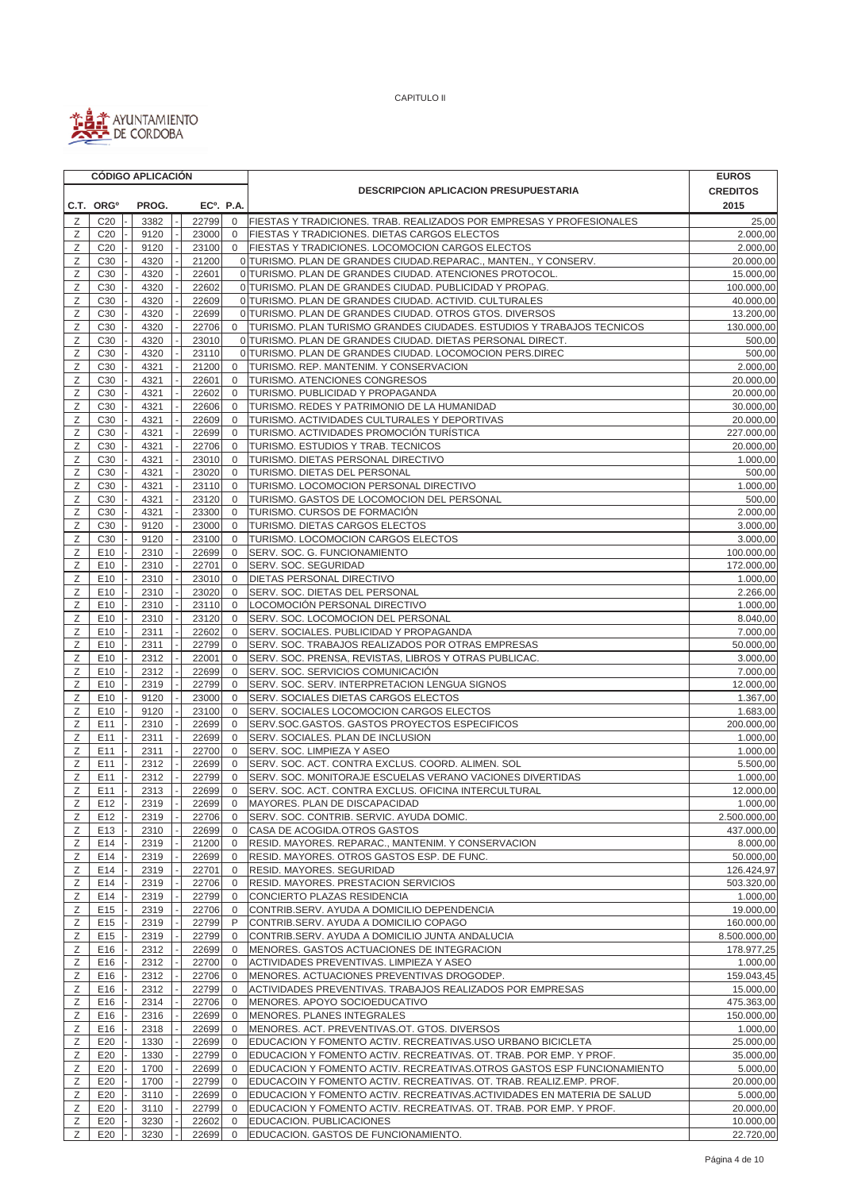CAPITULO II

| CÓDIGO APLICACIÓN | | | | | DESCRIPCION APLICACION PRESUPUESTARIA | EUROS CREDITOS 2015 |
|---|---|---|---|---|---|---|
| C.T. | ORGº | PROG. | ECº. | P.A. | | |
| Z | C20 | 3382 | 22799 | 0 | FIESTAS Y TRADICIONES. TRAB. REALIZADOS POR EMPRESAS Y PROFESIONALES | 25,00 |
| Z | C20 | 9120 | 23000 | 0 | FIESTAS Y TRADICIONES. DIETAS CARGOS ELECTOS | 2.000,00 |
| Z | C20 | 9120 | 23100 | 0 | FIESTAS Y TRADICIONES. LOCOMOCION CARGOS ELECTOS | 2.000,00 |
| Z | C30 | 4320 | 21200 | 0 | TURISMO. PLAN DE GRANDES CIUDAD.REPARAC., MANTEN., Y CONSERV. | 20.000,00 |
| Z | C30 | 4320 | 22601 | 0 | TURISMO. PLAN DE GRANDES CIUDAD. ATENCIONES PROTOCOL. | 15.000,00 |
| Z | C30 | 4320 | 22602 | 0 | TURISMO. PLAN DE GRANDES CIUDAD. PUBLICIDAD Y PROPAG. | 100.000,00 |
| Z | C30 | 4320 | 22609 | 0 | TURISMO. PLAN DE GRANDES CIUDAD. ACTIVID. CULTURALES | 40.000,00 |
| Z | C30 | 4320 | 22699 | 0 | TURISMO. PLAN DE GRANDES CIUDAD. OTROS GTOS. DIVERSOS | 13.200,00 |
| Z | C30 | 4320 | 22706 | 0 | TURISMO. PLAN TURISMO GRANDES CIUDADES. ESTUDIOS Y TRABAJOS TECNICOS | 130.000,00 |
| Z | C30 | 4320 | 23010 | 0 | TURISMO. PLAN DE GRANDES CIUDAD. DIETAS PERSONAL DIRECT. | 500,00 |
| Z | C30 | 4320 | 23110 | 0 | TURISMO. PLAN DE GRANDES CIUDAD. LOCOMOCION PERS.DIREC | 500,00 |
| Z | C30 | 4321 | 21200 | 0 | TURISMO. REP. MANTENIM. Y CONSERVACION | 2.000,00 |
| Z | C30 | 4321 | 22601 | 0 | TURISMO. ATENCIONES CONGRESOS | 20.000,00 |
| Z | C30 | 4321 | 22602 | 0 | TURISMO. PUBLICIDAD Y PROPAGANDA | 20.000,00 |
| Z | C30 | 4321 | 22606 | 0 | TURISMO. REDES Y PATRIMONIO DE LA HUMANIDAD | 30.000,00 |
| Z | C30 | 4321 | 22609 | 0 | TURISMO. ACTIVIDADES CULTURALES Y DEPORTIVAS | 20.000,00 |
| Z | C30 | 4321 | 22699 | 0 | TURISMO. ACTIVIDADES PROMOCIÓN TURÍSTICA | 227.000,00 |
| Z | C30 | 4321 | 22706 | 0 | TURISMO. ESTUDIOS Y TRAB. TECNICOS | 20.000,00 |
| Z | C30 | 4321 | 23010 | 0 | TURISMO. DIETAS PERSONAL DIRECTIVO | 1.000,00 |
| Z | C30 | 4321 | 23020 | 0 | TURISMO. DIETAS DEL PERSONAL | 500,00 |
| Z | C30 | 4321 | 23110 | 0 | TURISMO. LOCOMOCION PERSONAL DIRECTIVO | 1.000,00 |
| Z | C30 | 4321 | 23120 | 0 | TURISMO. GASTOS DE LOCOMOCION DEL PERSONAL | 500,00 |
| Z | C30 | 4321 | 23300 | 0 | TURISMO. CURSOS DE FORMACIÓN | 2.000,00 |
| Z | C30 | 9120 | 23000 | 0 | TURISMO. DIETAS CARGOS ELECTOS | 3.000,00 |
| Z | C30 | 9120 | 23100 | 0 | TURISMO. LOCOMOCION CARGOS ELECTOS | 3.000,00 |
| Z | E10 | 2310 | 22699 | 0 | SERV. SOC. G. FUNCIONAMIENTO | 100.000,00 |
| Z | E10 | 2310 | 22701 | 0 | SERV. SOC. SEGURIDAD | 172.000,00 |
| Z | E10 | 2310 | 23010 | 0 | DIETAS PERSONAL DIRECTIVO | 1.000,00 |
| Z | E10 | 2310 | 23020 | 0 | SERV. SOC. DIETAS DEL PERSONAL | 2.266,00 |
| Z | E10 | 2310 | 23110 | 0 | LOCOMOCIÓN PERSONAL DIRECTIVO | 1.000,00 |
| Z | E10 | 2310 | 23120 | 0 | SERV. SOC. LOCOMOCION DEL PERSONAL | 8.040,00 |
| Z | E10 | 2311 | 22602 | 0 | SERV. SOCIALES. PUBLICIDAD Y PROPAGANDA | 7.000,00 |
| Z | E10 | 2311 | 22799 | 0 | SERV. SOC. TRABAJOS REALIZADOS POR OTRAS EMPRESAS | 50.000,00 |
| Z | E10 | 2312 | 22001 | 0 | SERV. SOC. PRENSA, REVISTAS, LIBROS Y OTRAS PUBLICAC. | 3.000,00 |
| Z | E10 | 2312 | 22699 | 0 | SERV. SOC. SERVICIOS COMUNICACIÓN | 7.000,00 |
| Z | E10 | 2319 | 22799 | 0 | SERV. SOC. SERV. INTERPRETACION LENGUA SIGNOS | 12.000,00 |
| Z | E10 | 9120 | 23000 | 0 | SERV. SOCIALES DIETAS CARGOS ELECTOS | 1.367,00 |
| Z | E10 | 9120 | 23100 | 0 | SERV. SOCIALES LOCOMOCION CARGOS ELECTOS | 1.683,00 |
| Z | E11 | 2310 | 22699 | 0 | SERV.SOC.GASTOS. GASTOS PROYECTOS ESPECIFICOS | 200.000,00 |
| Z | E11 | 2311 | 22699 | 0 | SERV. SOCIALES. PLAN DE INCLUSION | 1.000,00 |
| Z | E11 | 2311 | 22700 | 0 | SERV. SOC. LIMPIEZA Y ASEO | 1.000,00 |
| Z | E11 | 2312 | 22699 | 0 | SERV. SOC. ACT. CONTRA EXCLUS. COORD. ALIMEN. SOL | 5.500,00 |
| Z | E11 | 2312 | 22799 | 0 | SERV. SOC. MONITORAJE ESCUELAS VERANO VACIONES DIVERTIDAS | 1.000,00 |
| Z | E11 | 2313 | 22699 | 0 | SERV. SOC. ACT. CONTRA EXCLUS. OFICINA INTERCULTURAL | 12.000,00 |
| Z | E12 | 2319 | 22699 | 0 | MAYORES. PLAN DE DISCAPACIDAD | 1.000,00 |
| Z | E12 | 2319 | 22706 | 0 | SERV. SOC. CONTRIB. SERVIC. AYUDA DOMIC. | 2.500.000,00 |
| Z | E13 | 2310 | 22699 | 0 | CASA DE ACOGIDA.OTROS GASTOS | 437.000,00 |
| Z | E14 | 2319 | 21200 | 0 | RESID. MAYORES. REPARAC., MANTENIM. Y CONSERVACION | 8.000,00 |
| Z | E14 | 2319 | 22699 | 0 | RESID. MAYORES. OTROS GASTOS ESP. DE FUNC. | 50.000,00 |
| Z | E14 | 2319 | 22701 | 0 | RESID. MAYORES. SEGURIDAD | 126.424,97 |
| Z | E14 | 2319 | 22706 | 0 | RESID. MAYORES. PRESTACION SERVICIOS | 503.320,00 |
| Z | E14 | 2319 | 22799 | 0 | CONCIERTO PLAZAS RESIDENCIA | 1.000,00 |
| Z | E15 | 2319 | 22706 | 0 | CONTRIB.SERV. AYUDA A DOMICILIO DEPENDENCIA | 19.000,00 |
| Z | E15 | 2319 | 22799 | P | CONTRIB.SERV. AYUDA A DOMICILIO COPAGO | 160.000,00 |
| Z | E15 | 2319 | 22799 | 0 | CONTRIB.SERV. AYUDA A DOMICILIO JUNTA ANDALUCIA | 8.500.000,00 |
| Z | E16 | 2312 | 22699 | 0 | MENORES. GASTOS ACTUACIONES DE INTEGRACION | 178.977,25 |
| Z | E16 | 2312 | 22700 | 0 | ACTIVIDADES PREVENTIVAS. LIMPIEZA Y ASEO | 1.000,00 |
| Z | E16 | 2312 | 22706 | 0 | MENORES. ACTUACIONES PREVENTIVAS DROGODEP. | 159.043,45 |
| Z | E16 | 2312 | 22799 | 0 | ACTIVIDADES PREVENTIVAS. TRABAJOS REALIZADOS POR EMPRESAS | 15.000,00 |
| Z | E16 | 2314 | 22706 | 0 | MENORES. APOYO SOCIOEDUCATIVO | 475.363,00 |
| Z | E16 | 2316 | 22699 | 0 | MENORES. PLANES INTEGRALES | 150.000,00 |
| Z | E16 | 2318 | 22699 | 0 | MENORES. ACT. PREVENTIVAS.OT. GTOS. DIVERSOS | 1.000,00 |
| Z | E20 | 1330 | 22699 | 0 | EDUCACION Y FOMENTO ACTIV. RECREATIVAS.USO URBANO BICICLETA | 25.000,00 |
| Z | E20 | 1330 | 22799 | 0 | EDUCACION Y FOMENTO ACTIV. RECREATIVAS. OT. TRAB. POR EMP. Y PROF. | 35.000,00 |
| Z | E20 | 1700 | 22699 | 0 | EDUCACION Y FOMENTO ACTIV. RECREATIVAS.OTROS GASTOS ESP FUNCIONAMIENTO | 5.000,00 |
| Z | E20 | 1700 | 22799 | 0 | EDUCACOIN Y FOMENTO ACTIV. RECREATIVAS. OT. TRAB. REALIZ.EMP. PROF. | 20.000,00 |
| Z | E20 | 3110 | 22699 | 0 | EDUCACION Y FOMENTO ACTIV. RECREATIVAS.ACTIVIDADES EN MATERIA DE SALUD | 5.000,00 |
| Z | E20 | 3110 | 22799 | 0 | EDUCACION Y FOMENTO ACTIV. RECREATIVAS. OT. TRAB. POR EMP. Y PROF. | 20.000,00 |
| Z | E20 | 3230 | 22602 | 0 | EDUCACION. PUBLICACIONES | 10.000,00 |
| Z | E20 | 3230 | 22699 | 0 | EDUCACION. GASTOS DE FUNCIONAMIENTO. | 22.720,00 |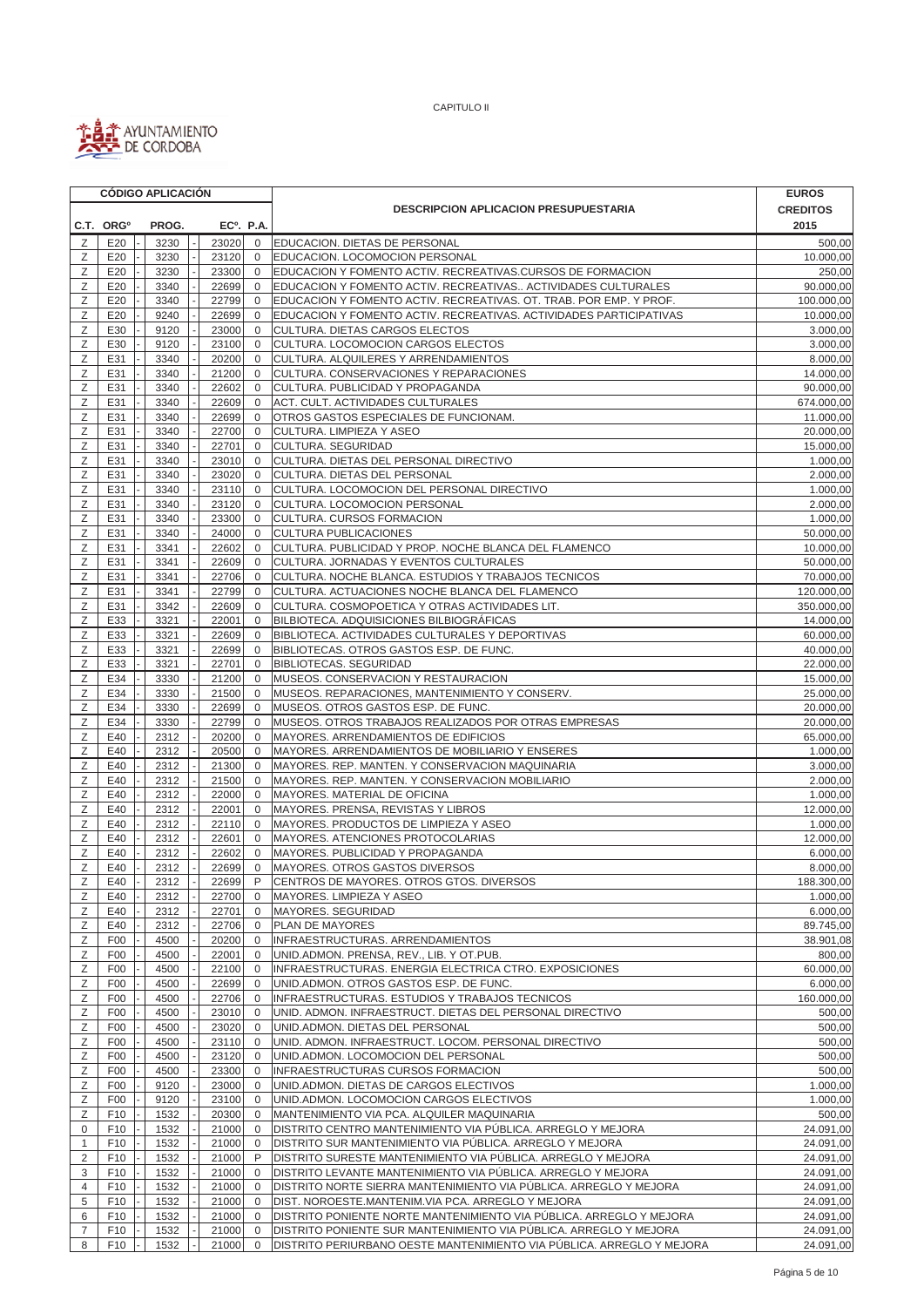CAPITULO II

AYUNTAMIENTO DE CORDOBA

| CÓDIGO APLICACIÓN | | | | | DESCRIPCION APLICACION PRESUPUESTARIA | EUROS CREDITOS 2015 |
|---|---|---|---|---|---|---|
| C.T. | ORGº | PROG. | ECº. | P.A. | | |
| Z | E20 | 3230 | 23020 | 0 | EDUCACION. DIETAS DE PERSONAL | 500,00 |
| Z | E20 | 3230 | 23120 | 0 | EDUCACION. LOCOMOCION PERSONAL | 10.000,00 |
| Z | E20 | 3230 | 23300 | 0 | EDUCACION Y FOMENTO ACTIV. RECREATIVAS.CURSOS DE FORMACION | 250,00 |
| Z | E20 | 3340 | 22699 | 0 | EDUCACION Y FOMENTO ACTIV. RECREATIVAS.. ACTIVIDADES CULTURALES | 90.000,00 |
| Z | E20 | 3340 | 22799 | 0 | EDUCACION Y FOMENTO ACTIV. RECREATIVAS. OT. TRAB. POR EMP. Y PROF. | 100.000,00 |
| Z | E20 | 9240 | 22699 | 0 | EDUCACION Y FOMENTO ACTIV. RECREATIVAS. ACTIVIDADES PARTICIPATIVAS | 10.000,00 |
| Z | E30 | 9120 | 23000 | 0 | CULTURA. DIETAS CARGOS ELECTOS | 3.000,00 |
| Z | E30 | 9120 | 23100 | 0 | CULTURA. LOCOMOCION CARGOS ELECTOS | 3.000,00 |
| Z | E31 | 3340 | 20200 | 0 | CULTURA. ALQUILERES Y ARRENDAMIENTOS | 8.000,00 |
| Z | E31 | 3340 | 21200 | 0 | CULTURA. CONSERVACIONES Y REPARACIONES | 14.000,00 |
| Z | E31 | 3340 | 22602 | 0 | CULTURA. PUBLICIDAD Y PROPAGANDA | 90.000,00 |
| Z | E31 | 3340 | 22609 | 0 | ACT. CULT. ACTIVIDADES CULTURALES | 674.000,00 |
| Z | E31 | 3340 | 22699 | 0 | OTROS GASTOS ESPECIALES DE FUNCIONAM. | 11.000,00 |
| Z | E31 | 3340 | 22700 | 0 | CULTURA. LIMPIEZA Y ASEO | 20.000,00 |
| Z | E31 | 3340 | 22701 | 0 | CULTURA. SEGURIDAD | 15.000,00 |
| Z | E31 | 3340 | 23010 | 0 | CULTURA. DIETAS DEL PERSONAL DIRECTIVO | 1.000,00 |
| Z | E31 | 3340 | 23020 | 0 | CULTURA. DIETAS DEL PERSONAL | 2.000,00 |
| Z | E31 | 3340 | 23110 | 0 | CULTURA. LOCOMOCION DEL PERSONAL DIRECTIVO | 1.000,00 |
| Z | E31 | 3340 | 23120 | 0 | CULTURA. LOCOMOCION PERSONAL | 2.000,00 |
| Z | E31 | 3340 | 23300 | 0 | CULTURA. CURSOS FORMACION | 1.000,00 |
| Z | E31 | 3340 | 24000 | 0 | CULTURA PUBLICACIONES | 50.000,00 |
| Z | E31 | 3341 | 22602 | 0 | CULTURA. PUBLICIDAD Y PROP. NOCHE BLANCA DEL FLAMENCO | 10.000,00 |
| Z | E31 | 3341 | 22609 | 0 | CULTURA. JORNADAS Y EVENTOS CULTURALES | 50.000,00 |
| Z | E31 | 3341 | 22706 | 0 | CULTURA. NOCHE BLANCA. ESTUDIOS Y TRABAJOS TECNICOS | 70.000,00 |
| Z | E31 | 3341 | 22799 | 0 | CULTURA. ACTUACIONES NOCHE BLANCA DEL FLAMENCO | 120.000,00 |
| Z | E31 | 3342 | 22609 | 0 | CULTURA. COSMOPOETICA Y OTRAS ACTIVIDADES LIT. | 350.000,00 |
| Z | E33 | 3321 | 22001 | 0 | BILBIOTECA. ADQUISICIONES BILBIOGRÁFICAS | 14.000,00 |
| Z | E33 | 3321 | 22609 | 0 | BIBLIOTECA. ACTIVIDADES CULTURALES Y DEPORTIVAS | 60.000,00 |
| Z | E33 | 3321 | 22699 | 0 | BIBLIOTECAS. OTROS GASTOS ESP. DE FUNC. | 40.000,00 |
| Z | E33 | 3321 | 22701 | 0 | BIBLIOTECAS. SEGURIDAD | 22.000,00 |
| Z | E34 | 3330 | 21200 | 0 | MUSEOS. CONSERVACION Y RESTAURACION | 15.000,00 |
| Z | E34 | 3330 | 21500 | 0 | MUSEOS. REPARACIONES, MANTENIMIENTO Y CONSERV. | 25.000,00 |
| Z | E34 | 3330 | 22699 | 0 | MUSEOS. OTROS GASTOS ESP. DE FUNC. | 20.000,00 |
| Z | E34 | 3330 | 22799 | 0 | MUSEOS. OTROS TRABAJOS REALIZADOS POR OTRAS EMPRESAS | 20.000,00 |
| Z | E40 | 2312 | 20200 | 0 | MAYORES. ARRENDAMIENTOS DE EDIFICIOS | 65.000,00 |
| Z | E40 | 2312 | 20500 | 0 | MAYORES. ARRENDAMIENTOS DE MOBILIARIO Y ENSERES | 1.000,00 |
| Z | E40 | 2312 | 21300 | 0 | MAYORES. REP. MANTEN. Y CONSERVACION MAQUINARIA | 3.000,00 |
| Z | E40 | 2312 | 21500 | 0 | MAYORES. REP. MANTEN. Y CONSERVACION MOBILIARIO | 2.000,00 |
| Z | E40 | 2312 | 22000 | 0 | MAYORES. MATERIAL DE OFICINA | 1.000,00 |
| Z | E40 | 2312 | 22001 | 0 | MAYORES. PRENSA, REVISTAS Y LIBROS | 12.000,00 |
| Z | E40 | 2312 | 22110 | 0 | MAYORES. PRODUCTOS DE LIMPIEZA Y ASEO | 1.000,00 |
| Z | E40 | 2312 | 22601 | 0 | MAYORES. ATENCIONES PROTOCOLARIAS | 12.000,00 |
| Z | E40 | 2312 | 22602 | 0 | MAYORES. PUBLICIDAD Y PROPAGANDA | 6.000,00 |
| Z | E40 | 2312 | 22699 | 0 | MAYORES. OTROS GASTOS DIVERSOS | 8.000,00 |
| Z | E40 | 2312 | 22699 | P | CENTROS DE MAYORES. OTROS GTOS. DIVERSOS | 188.300,00 |
| Z | E40 | 2312 | 22700 | 0 | MAYORES. LIMPIEZA Y ASEO | 1.000,00 |
| Z | E40 | 2312 | 22701 | 0 | MAYORES. SEGURIDAD | 6.000,00 |
| Z | E40 | 2312 | 22706 | 0 | PLAN DE MAYORES | 89.745,00 |
| Z | F00 | 4500 | 20200 | 0 | INFRAESTRUCTURAS. ARRENDAMIENTOS | 38.901,08 |
| Z | F00 | 4500 | 22001 | 0 | UNID.ADMON. PRENSA, REV., LIB. Y OT.PUB. | 800,00 |
| Z | F00 | 4500 | 22100 | 0 | INFRAESTRUCTURAS. ENERGIA ELECTRICA CTRO. EXPOSICIONES | 60.000,00 |
| Z | F00 | 4500 | 22699 | 0 | UNID.ADMON. OTROS GASTOS ESP. DE FUNC. | 6.000,00 |
| Z | F00 | 4500 | 22706 | 0 | INFRAESTRUCTURAS. ESTUDIOS Y TRABAJOS TECNICOS | 160.000,00 |
| Z | F00 | 4500 | 23010 | 0 | UNID. ADMON. INFRAESTRUCT. DIETAS DEL PERSONAL DIRECTIVO | 500,00 |
| Z | F00 | 4500 | 23020 | 0 | UNID.ADMON. DIETAS DEL PERSONAL | 500,00 |
| Z | F00 | 4500 | 23110 | 0 | UNID. ADMON. INFRAESTRUCT. LOCOM. PERSONAL DIRECTIVO | 500,00 |
| Z | F00 | 4500 | 23120 | 0 | UNID.ADMON. LOCOMOCION DEL PERSONAL | 500,00 |
| Z | F00 | 4500 | 23300 | 0 | INFRAESTRUCTURAS CURSOS FORMACION | 500,00 |
| Z | F00 | 9120 | 23000 | 0 | UNID.ADMON. DIETAS DE CARGOS ELECTIVOS | 1.000,00 |
| Z | F00 | 9120 | 23100 | 0 | UNID.ADMON. LOCOMOCION CARGOS ELECTIVOS | 1.000,00 |
| Z | F10 | 1532 | 20300 | 0 | MANTENIMIENTO VIA PCA. ALQUILER MAQUINARIA | 500,00 |
| 0 | F10 | 1532 | 21000 | 0 | DISTRITO CENTRO MANTENIMIENTO VIA PÚBLICA. ARREGLO Y MEJORA | 24.091,00 |
| 1 | F10 | 1532 | 21000 | 0 | DISTRITO SUR MANTENIMIENTO VIA PÚBLICA. ARREGLO Y MEJORA | 24.091,00 |
| 2 | F10 | 1532 | 21000 | P | DISTRITO SURESTE MANTENIMIENTO VIA PÚBLICA. ARREGLO Y MEJORA | 24.091,00 |
| 3 | F10 | 1532 | 21000 | 0 | DISTRITO LEVANTE MANTENIMIENTO VIA PÚBLICA. ARREGLO Y MEJORA | 24.091,00 |
| 4 | F10 | 1532 | 21000 | 0 | DISTRITO NORTE SIERRA MANTENIMIENTO VIA PÚBLICA. ARREGLO Y MEJORA | 24.091,00 |
| 5 | F10 | 1532 | 21000 | 0 | DIST. NOROESTE.MANTENIM.VIA PCA. ARREGLO Y MEJORA | 24.091,00 |
| 6 | F10 | 1532 | 21000 | 0 | DISTRITO PONIENTE NORTE MANTENIMIENTO VIA PÚBLICA. ARREGLO Y MEJORA | 24.091,00 |
| 7 | F10 | 1532 | 21000 | 0 | DISTRITO PONIENTE SUR MANTENIMIENTO VIA PÚBLICA. ARREGLO Y MEJORA | 24.091,00 |
| 8 | F10 | 1532 | 21000 | 0 | DISTRITO PERIURBANO OESTE MANTENIMIENTO VIA PÚBLICA. ARREGLO Y MEJORA | 24.091,00 |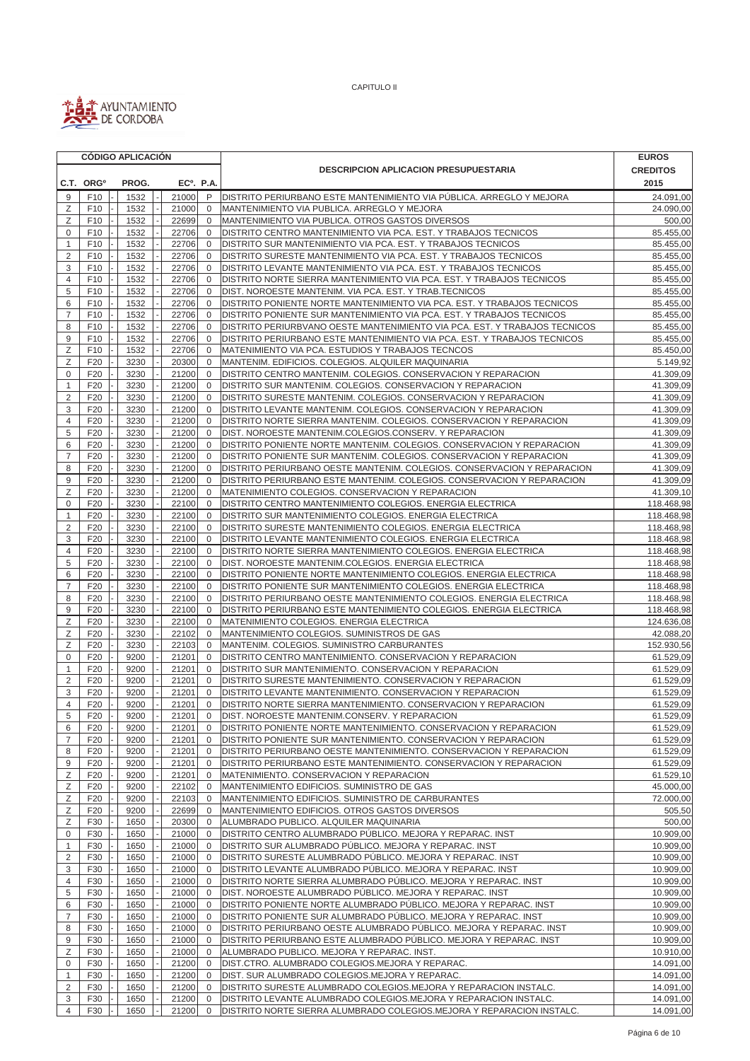CAPITULO II

| CÓDIGO APLICACIÓN | | | | | DESCRIPCION APLICACION PRESUPUESTARIA | EUROS CREDITOS 2015 |
|---|---|---|---|---|---|---|
| C.T. | ORGº | PROG. | ECº. | P.A. | | |
| 9 | F10 | 1532 | 21000 | P | DISTRITO PERIURBANO ESTE MANTENIMIENTO VIA PÚBLICA. ARREGLO Y MEJORA | 24.091,00 |
| Z | F10 | 1532 | 21000 | 0 | MANTENIMIENTO VIA PUBLICA. ARREGLO Y MEJORA | 24.090,00 |
| Z | F10 | 1532 | 22699 | 0 | MANTENIMIENTO VIA PUBLICA. OTROS GASTOS DIVERSOS | 500,00 |
| 0 | F10 | 1532 | 22706 | 0 | DISTRITO CENTRO MANTENIMIENTO VIA PCA. EST. Y TRABAJOS TECNICOS | 85.455,00 |
| 1 | F10 | 1532 | 22706 | 0 | DISTRITO SUR MANTENIMIENTO VIA PCA. EST. Y TRABAJOS TECNICOS | 85.455,00 |
| 2 | F10 | 1532 | 22706 | 0 | DISTRITO SURESTE MANTENIMIENTO VIA PCA. EST. Y TRABAJOS TECNICOS | 85.455,00 |
| 3 | F10 | 1532 | 22706 | 0 | DISTRITO LEVANTE MANTENIMIENTO VIA PCA. EST. Y TRABAJOS TECNICOS | 85.455,00 |
| 4 | F10 | 1532 | 22706 | 0 | DISTRITO NORTE SIERRA MANTENIMIENTO VIA PCA. EST. Y TRABAJOS TECNICOS | 85.455,00 |
| 5 | F10 | 1532 | 22706 | 0 | DIST. NOROESTE MANTENIM. VIA PCA. EST. Y TRAB.TECNICOS | 85.455,00 |
| 6 | F10 | 1532 | 22706 | 0 | DISTRITO PONIENTE NORTE MANTENIMIENTO VIA PCA. EST. Y TRABAJOS TECNICOS | 85.455,00 |
| 7 | F10 | 1532 | 22706 | 0 | DISTRITO PONIENTE SUR MANTENIMIENTO VIA PCA. EST. Y TRABAJOS TECNICOS | 85.455,00 |
| 8 | F10 | 1532 | 22706 | 0 | DISTRITO PERIURBVANO OESTE MANTENIMIENTO VIA PCA. EST. Y TRABAJOS TECNICOS | 85.455,00 |
| 9 | F10 | 1532 | 22706 | 0 | DISTRITO PERIURBANO ESTE MANTENIMIENTO VIA PCA. EST. Y TRABAJOS TECNICOS | 85.455,00 |
| Z | F10 | 1532 | 22706 | 0 | MATENIMIENTO VIA PCA. ESTUDIOS Y TRABAJOS TECNCOS | 85.450,00 |
| Z | F20 | 3230 | 20300 | 0 | MANTENIM. EDIFICIOS. COLEGIOS. ALQUILER MAQUINARIA | 5.149,92 |
| 0 | F20 | 3230 | 21200 | 0 | DISTRITO CENTRO MANTENIM. COLEGIOS. CONSERVACION Y REPARACION | 41.309,09 |
| 1 | F20 | 3230 | 21200 | 0 | DISTRITO SUR MANTENIM. COLEGIOS. CONSERVACION Y REPARACION | 41.309,09 |
| 2 | F20 | 3230 | 21200 | 0 | DISTRITO SURESTE MANTENIM. COLEGIOS. CONSERVACION Y REPARACION | 41.309,09 |
| 3 | F20 | 3230 | 21200 | 0 | DISTRITO LEVANTE MANTENIM. COLEGIOS. CONSERVACION Y REPARACION | 41.309,09 |
| 4 | F20 | 3230 | 21200 | 0 | DISTRITO NORTE SIERRA MANTENIM. COLEGIOS. CONSERVACION Y REPARACION | 41.309,09 |
| 5 | F20 | 3230 | 21200 | 0 | DIST. NOROESTE MANTENIM.COLEGIOS.CONSERV. Y REPARACION | 41.309,09 |
| 6 | F20 | 3230 | 21200 | 0 | DISTRITO PONIENTE NORTE MANTENIM. COLEGIOS. CONSERVACION Y REPARACION | 41.309,09 |
| 7 | F20 | 3230 | 21200 | 0 | DISTRITO PONIENTE SUR MANTENIM. COLEGIOS. CONSERVACION Y REPARACION | 41.309,09 |
| 8 | F20 | 3230 | 21200 | 0 | DISTRITO PERIURBANO OESTE MANTENIM. COLEGIOS. CONSERVACION Y REPARACION | 41.309,09 |
| 9 | F20 | 3230 | 21200 | 0 | DISTRITO PERIURBANO ESTE MANTENIM. COLEGIOS. CONSERVACION Y REPARACION | 41.309,09 |
| Z | F20 | 3230 | 21200 | 0 | MATENIMIENTO COLEGIOS. CONSERVACION Y REPARACION | 41.309,10 |
| 0 | F20 | 3230 | 22100 | 0 | DISTRITO CENTRO MANTENIMIENTO COLEGIOS. ENERGIA ELECTRICA | 118.468,98 |
| 1 | F20 | 3230 | 22100 | 0 | DISTRITO SUR MANTENIMIENTO COLEGIOS. ENERGIA ELECTRICA | 118.468,98 |
| 2 | F20 | 3230 | 22100 | 0 | DISTRITO SURESTE MANTENIMIENTO COLEGIOS. ENERGIA ELECTRICA | 118.468,98 |
| 3 | F20 | 3230 | 22100 | 0 | DISTRITO LEVANTE MANTENIMIENTO COLEGIOS. ENERGIA ELECTRICA | 118.468,98 |
| 4 | F20 | 3230 | 22100 | 0 | DISTRITO NORTE SIERRA MANTENIMIENTO COLEGIOS. ENERGIA ELECTRICA | 118.468,98 |
| 5 | F20 | 3230 | 22100 | 0 | DIST. NOROESTE MANTENIM.COLEGIOS. ENERGIA ELECTRICA | 118.468,98 |
| 6 | F20 | 3230 | 22100 | 0 | DISTRITO PONIENTE NORTE MANTENIMIENTO COLEGIOS. ENERGIA ELECTRICA | 118.468,98 |
| 7 | F20 | 3230 | 22100 | 0 | DISTRITO PONIENTE SUR MANTENIMIENTO COLEGIOS. ENERGIA ELECTRICA | 118.468,98 |
| 8 | F20 | 3230 | 22100 | 0 | DISTRITO PERIURBANO OESTE MANTENIMIENTO COLEGIOS. ENERGIA ELECTRICA | 118.468,98 |
| 9 | F20 | 3230 | 22100 | 0 | DISTRITO PERIURBANO ESTE MANTENIMIENTO COLEGIOS. ENERGIA ELECTRICA | 118.468,98 |
| Z | F20 | 3230 | 22100 | 0 | MATENIMIENTO COLEGIOS. ENERGIA ELECTRICA | 124.636,08 |
| Z | F20 | 3230 | 22102 | 0 | MANTENIMIENTO COLEGIOS. SUMINISTROS DE GAS | 42.088,20 |
| Z | F20 | 3230 | 22103 | 0 | MANTENIM. COLEGIOS. SUMINISTRO CARBURANTES | 152.930,56 |
| 0 | F20 | 9200 | 21201 | 0 | DISTRITO CENTRO MANTENIMIENTO. CONSERVACION Y REPARACION | 61.529,09 |
| 1 | F20 | 9200 | 21201 | 0 | DISTRITO SUR MANTENIMIENTO. CONSERVACION Y REPARACION | 61.529,09 |
| 2 | F20 | 9200 | 21201 | 0 | DISTRITO SURESTE MANTENIMIENTO. CONSERVACION Y REPARACION | 61.529,09 |
| 3 | F20 | 9200 | 21201 | 0 | DISTRITO LEVANTE MANTENIMIENTO. CONSERVACION Y REPARACION | 61.529,09 |
| 4 | F20 | 9200 | 21201 | 0 | DISTRITO NORTE SIERRA MANTENIMIENTO. CONSERVACION Y REPARACION | 61.529,09 |
| 5 | F20 | 9200 | 21201 | 0 | DIST. NOROESTE MANTENIM.CONSERV. Y REPARACION | 61.529,09 |
| 6 | F20 | 9200 | 21201 | 0 | DISTRITO PONIENTE NORTE MANTENIMIENTO. CONSERVACION Y REPARACION | 61.529,09 |
| 7 | F20 | 9200 | 21201 | 0 | DISTRITO PONIENTE SUR MANTENIMIENTO. CONSERVACION Y REPARACION | 61.529,09 |
| 8 | F20 | 9200 | 21201 | 0 | DISTRITO PERIURBANO OESTE MANTENIMIENTO. CONSERVACION Y REPARACION | 61.529,09 |
| 9 | F20 | 9200 | 21201 | 0 | DISTRITO PERIURBANO ESTE MANTENIMIENTO. CONSERVACION Y REPARACION | 61.529,09 |
| Z | F20 | 9200 | 21201 | 0 | MATENIMIENTO. CONSERVACION Y REPARACION | 61.529,10 |
| Z | F20 | 9200 | 22102 | 0 | MANTENIMIENTO EDIFICIOS. SUMINISTRO DE GAS | 45.000,00 |
| Z | F20 | 9200 | 22103 | 0 | MANTENIMIENTO EDIFICIOS. SUMINISTRO DE CARBURANTES | 72.000,00 |
| Z | F20 | 9200 | 22699 | 0 | MANTENIMIENTO EDIFICIOS. OTROS GASTOS DIVERSOS | 505,50 |
| Z | F30 | 1650 | 20300 | 0 | ALUMBRADO PUBLICO. ALQUILER MAQUINARIA | 500,00 |
| 0 | F30 | 1650 | 21000 | 0 | DISTRITO CENTRO ALUMBRADO PÚBLICO. MEJORA Y REPARAC. INST | 10.909,00 |
| 1 | F30 | 1650 | 21000 | 0 | DISTRITO SUR ALUMBRADO PÚBLICO. MEJORA Y REPARAC. INST | 10.909,00 |
| 2 | F30 | 1650 | 21000 | 0 | DISTRITO SURESTE ALUMBRADO PÚBLICO. MEJORA Y REPARAC. INST | 10.909,00 |
| 3 | F30 | 1650 | 21000 | 0 | DISTRITO LEVANTE ALUMBRADO PÚBLICO. MEJORA Y REPARAC. INST | 10.909,00 |
| 4 | F30 | 1650 | 21000 | 0 | DISTRITO NORTE SIERRA ALUMBRADO PÚBLICO. MEJORA Y REPARAC. INST | 10.909,00 |
| 5 | F30 | 1650 | 21000 | 0 | DIST. NOROESTE ALUMBRADO PÚBLICO. MEJORA Y REPARAC. INST | 10.909,00 |
| 6 | F30 | 1650 | 21000 | 0 | DISTRITO PONIENTE NORTE ALUMBRADO PÚBLICO. MEJORA Y REPARAC. INST | 10.909,00 |
| 7 | F30 | 1650 | 21000 | 0 | DISTRITO PONIENTE SUR ALUMBRADO PÚBLICO. MEJORA Y REPARAC. INST | 10.909,00 |
| 8 | F30 | 1650 | 21000 | 0 | DISTRITO PERIURBANO OESTE ALUMBRADO PÚBLICO. MEJORA Y REPARAC. INST | 10.909,00 |
| 9 | F30 | 1650 | 21000 | 0 | DISTRITO PERIURBANO ESTE ALUMBRADO PÚBLICO. MEJORA Y REPARAC. INST | 10.909,00 |
| Z | F30 | 1650 | 21000 | 0 | ALUMBRADO PUBLICO. MEJORA Y REPARAC. INST. | 10.910,00 |
| 0 | F30 | 1650 | 21200 | 0 | DIST.CTRO. ALUMBRADO COLEGIOS.MEJORA Y REPARAC. | 14.091,00 |
| 1 | F30 | 1650 | 21200 | 0 | DIST. SUR ALUMBRADO COLEGIOS.MEJORA Y REPARAC. | 14.091,00 |
| 2 | F30 | 1650 | 21200 | 0 | DISTRITO SURESTE ALUMBRADO COLEGIOS.MEJORA Y REPARACION INSTALC. | 14.091,00 |
| 3 | F30 | 1650 | 21200 | 0 | DISTRITO LEVANTE ALUMBRADO COLEGIOS.MEJORA Y REPARACION INSTALC. | 14.091,00 |
| 4 | F30 | 1650 | 21200 | 0 | DISTRITO NORTE SIERRA ALUMBRADO COLEGIOS.MEJORA Y REPARACION INSTALC. | 14.091,00 |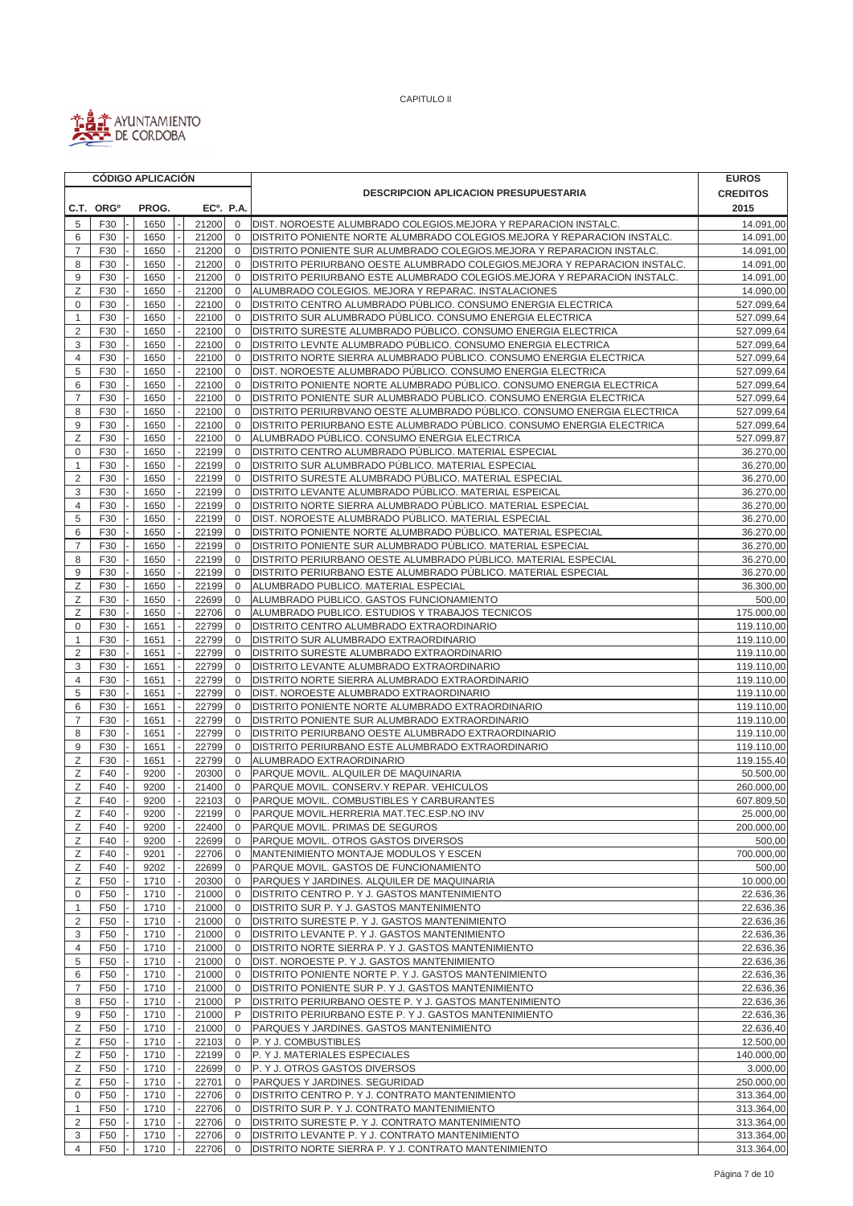CAPITULO II

AYUNTAMIENTO DE CORDOBA

| CÓDIGO APLICACIÓN | | | | | DESCRIPCION APLICACION PRESUPUESTARIA | EUROS |
|---|---|---|---|---|---|---|
| C.T. | ORGº | PROG. | ECº. | P.A. | | CREDITOS 2015 |
| 5 | F30 | 1650 | 21200 | 0 | DIST. NOROESTE ALUMBRADO COLEGIOS.MEJORA Y REPARACION INSTALC. | 14.091,00 |
| 6 | F30 | 1650 | 21200 | 0 | DISTRITO PONIENTE NORTE ALUMBRADO COLEGIOS.MEJORA Y REPARACION INSTALC. | 14.091,00 |
| 7 | F30 | 1650 | 21200 | 0 | DISTRITO PONIENTE SUR ALUMBRADO COLEGIOS.MEJORA Y REPARACION INSTALC. | 14.091,00 |
| 8 | F30 | 1650 | 21200 | 0 | DISTRITO PERIURBANO OESTE ALUMBRADO COLEGIOS.MEJORA Y REPARACION INSTALC. | 14.091,00 |
| 9 | F30 | 1650 | 21200 | 0 | DISTRITO PERIURBANO ESTE ALUMBRADO COLEGIOS.MEJORA Y REPARACION INSTALC. | 14.091,00 |
| Z | F30 | 1650 | 21200 | 0 | ALUMBRADO COLEGIOS. MEJORA Y REPARAC. INSTALACIONES | 14.090,00 |
| 0 | F30 | 1650 | 22100 | 0 | DISTRITO CENTRO ALUMBRADO PÚBLICO. CONSUMO ENERGIA ELECTRICA | 527.099,64 |
| 1 | F30 | 1650 | 22100 | 0 | DISTRITO SUR ALUMBRADO PÚBLICO. CONSUMO ENERGIA ELECTRICA | 527.099,64 |
| 2 | F30 | 1650 | 22100 | 0 | DISTRITO SURESTE ALUMBRADO PÚBLICO. CONSUMO ENERGIA ELECTRICA | 527.099,64 |
| 3 | F30 | 1650 | 22100 | 0 | DISTRITO LEVNTE ALUMBRADO PÚBLICO. CONSUMO ENERGIA ELECTRICA | 527.099,64 |
| 4 | F30 | 1650 | 22100 | 0 | DISTRITO NORTE SIERRA ALUMBRADO PÚBLICO. CONSUMO ENERGIA ELECTRICA | 527.099,64 |
| 5 | F30 | 1650 | 22100 | 0 | DIST. NOROESTE ALUMBRADO PÚBLICO. CONSUMO ENERGIA ELECTRICA | 527.099,64 |
| 6 | F30 | 1650 | 22100 | 0 | DISTRITO PONIENTE NORTE ALUMBRADO PÚBLICO. CONSUMO ENERGIA ELECTRICA | 527.099,64 |
| 7 | F30 | 1650 | 22100 | 0 | DISTRITO PONIENTE SUR ALUMBRADO PÚBLICO. CONSUMO ENERGIA ELECTRICA | 527.099,64 |
| 8 | F30 | 1650 | 22100 | 0 | DISTRITO PERIURBVANO OESTE ALUMBRADO PÚBLICO. CONSUMO ENERGIA ELECTRICA | 527.099,64 |
| 9 | F30 | 1650 | 22100 | 0 | DISTRITO PERIURBANO ESTE ALUMBRADO PÚBLICO. CONSUMO ENERGIA ELECTRICA | 527.099,64 |
| Z | F30 | 1650 | 22100 | 0 | ALUMBRADO PÚBLICO. CONSUMO ENERGIA ELECTRICA | 527.099,87 |
| 0 | F30 | 1650 | 22199 | 0 | DISTRITO CENTRO ALUMBRADO PÚBLICO. MATERIAL ESPECIAL | 36.270,00 |
| 1 | F30 | 1650 | 22199 | 0 | DISTRITO SUR ALUMBRADO PÚBLICO. MATERIAL ESPECIAL | 36.270,00 |
| 2 | F30 | 1650 | 22199 | 0 | DISTRITO SURESTE ALUMBRADO PÚBLICO. MATERIAL ESPECIAL | 36.270,00 |
| 3 | F30 | 1650 | 22199 | 0 | DISTRITO LEVANTE ALUMBRADO PÚBLICO. MATERIAL ESPEICAL | 36.270,00 |
| 4 | F30 | 1650 | 22199 | 0 | DISTRITO NORTE SIERRA ALUMBRADO PÚBLICO. MATERIAL ESPECIAL | 36.270,00 |
| 5 | F30 | 1650 | 22199 | 0 | DIST. NOROESTE ALUMBRADO PÚBLICO. MATERIAL ESPECIAL | 36.270,00 |
| 6 | F30 | 1650 | 22199 | 0 | DISTRITO PONIENTE NORTE ALUMBRADO PÚBLICO. MATERIAL ESPECIAL | 36.270,00 |
| 7 | F30 | 1650 | 22199 | 0 | DISTRITO PONIENTE SUR ALUMBRADO PÚBLICO. MATERIAL ESPECIAL | 36.270,00 |
| 8 | F30 | 1650 | 22199 | 0 | DISTRITO PERIURBANO OESTE ALUMBRADO PÚBLICO. MATERIAL ESPECIAL | 36.270,00 |
| 9 | F30 | 1650 | 22199 | 0 | DISTRITO PERIURBANO ESTE ALUMBRADO PÚBLICO. MATERIAL ESPECIAL | 36.270,00 |
| Z | F30 | 1650 | 22199 | 0 | ALUMBRADO PUBLICO. MATERIAL ESPECIAL | 36.300,00 |
| Z | F30 | 1650 | 22699 | 0 | ALUMBRADO PUBLICO. GASTOS FUNCIONAMIENTO | 500,00 |
| Z | F30 | 1650 | 22706 | 0 | ALUMBRADO PUBLICO. ESTUDIOS Y TRABAJOS TECNICOS | 175.000,00 |
| 0 | F30 | 1651 | 22799 | 0 | DISTRITO CENTRO ALUMBRADO EXTRAORDINARIO | 119.110,00 |
| 1 | F30 | 1651 | 22799 | 0 | DISTRITO SUR ALUMBRADO EXTRAORDINARIO | 119.110,00 |
| 2 | F30 | 1651 | 22799 | 0 | DISTRITO SURESTE ALUMBRADO EXTRAORDINARIO | 119.110,00 |
| 3 | F30 | 1651 | 22799 | 0 | DISTRITO LEVANTE ALUMBRADO EXTRAORDINARIO | 119.110,00 |
| 4 | F30 | 1651 | 22799 | 0 | DISTRITO NORTE SIERRA ALUMBRADO EXTRAORDINARIO | 119.110,00 |
| 5 | F30 | 1651 | 22799 | 0 | DIST. NOROESTE ALUMBRADO EXTRAORDINARIO | 119.110,00 |
| 6 | F30 | 1651 | 22799 | 0 | DISTRITO PONIENTE NORTE ALUMBRADO EXTRAORDINARIO | 119.110,00 |
| 7 | F30 | 1651 | 22799 | 0 | DISTRITO PONIENTE SUR ALUMBRADO EXTRAORDINARIO | 119.110,00 |
| 8 | F30 | 1651 | 22799 | 0 | DISTRITO PERIURBANO OESTE ALUMBRADO EXTRAORDINARIO | 119.110,00 |
| 9 | F30 | 1651 | 22799 | 0 | DISTRITO PERIURBANO ESTE ALUMBRADO EXTRAORDINARIO | 119.110,00 |
| Z | F30 | 1651 | 22799 | 0 | ALUMBRADO EXTRAORDINARIO | 119.155,40 |
| Z | F40 | 9200 | 20300 | 0 | PARQUE MOVIL. ALQUILER DE MAQUINARIA | 50.500,00 |
| Z | F40 | 9200 | 21400 | 0 | PARQUE MOVIL. CONSERV.Y REPAR. VEHICULOS | 260.000,00 |
| Z | F40 | 9200 | 22103 | 0 | PARQUE MOVIL. COMBUSTIBLES Y CARBURANTES | 607.809,50 |
| Z | F40 | 9200 | 22199 | 0 | PARQUE MOVIL.HERRERIA MAT.TEC.ESP.NO INV | 25.000,00 |
| Z | F40 | 9200 | 22400 | 0 | PARQUE MOVIL. PRIMAS DE SEGUROS | 200.000,00 |
| Z | F40 | 9200 | 22699 | 0 | PARQUE MOVIL. OTROS GASTOS DIVERSOS | 500,00 |
| Z | F40 | 9201 | 22706 | 0 | MANTENIMIENTO MONTAJE MODULOS Y ESCEN | 700.000,00 |
| Z | F40 | 9202 | 22699 | 0 | PARQUE MOVIL. GASTOS DE FUNCIONAMIENTO | 500,00 |
| Z | F50 | 1710 | 20300 | 0 | PARQUES Y JARDINES. ALQUILER DE MAQUINARIA | 10.000,00 |
| 0 | F50 | 1710 | 21000 | 0 | DISTRITO CENTRO P. Y J. GASTOS MANTENIMIENTO | 22.636,36 |
| 1 | F50 | 1710 | 21000 | 0 | DISTRITO SUR P. Y J. GASTOS MANTENIMIENTO | 22.636,36 |
| 2 | F50 | 1710 | 21000 | 0 | DISTRITO SURESTE P. Y J. GASTOS MANTENIMIENTO | 22.636,36 |
| 3 | F50 | 1710 | 21000 | 0 | DISTRITO LEVANTE P. Y J. GASTOS MANTENIMIENTO | 22.636,36 |
| 4 | F50 | 1710 | 21000 | 0 | DISTRITO NORTE SIERRA P. Y J. GASTOS MANTENIMIENTO | 22.636,36 |
| 5 | F50 | 1710 | 21000 | 0 | DIST. NOROESTE P. Y J. GASTOS MANTENIMIENTO | 22.636,36 |
| 6 | F50 | 1710 | 21000 | 0 | DISTRITO PONIENTE NORTE P. Y J. GASTOS MANTENIMIENTO | 22.636,36 |
| 7 | F50 | 1710 | 21000 | 0 | DISTRITO PONIENTE SUR P. Y J. GASTOS MANTENIMIENTO | 22.636,36 |
| 8 | F50 | 1710 | 21000 | P | DISTRITO PERIURBANO OESTE P. Y J. GASTOS MANTENIMIENTO | 22.636,36 |
| 9 | F50 | 1710 | 21000 | P | DISTRITO PERIURBANO ESTE P. Y J. GASTOS MANTENIMIENTO | 22.636,36 |
| Z | F50 | 1710 | 21000 | 0 | PARQUES Y JARDINES. GASTOS MANTENIMIENTO | 22.636,40 |
| Z | F50 | 1710 | 22103 | 0 | P. Y J. COMBUSTIBLES | 12.500,00 |
| Z | F50 | 1710 | 22199 | 0 | P. Y J. MATERIALES ESPECIALES | 140.000,00 |
| Z | F50 | 1710 | 22699 | 0 | P. Y J. OTROS GASTOS DIVERSOS | 3.000,00 |
| Z | F50 | 1710 | 22701 | 0 | PARQUES Y JARDINES. SEGURIDAD | 250.000,00 |
| 0 | F50 | 1710 | 22706 | 0 | DISTRITO CENTRO P. Y J. CONTRATO MANTENIMIENTO | 313.364,00 |
| 1 | F50 | 1710 | 22706 | 0 | DISTRITO SUR P. Y J. CONTRATO MANTENIMIENTO | 313.364,00 |
| 2 | F50 | 1710 | 22706 | 0 | DISTRITO SURESTE P. Y J. CONTRATO MANTENIMIENTO | 313.364,00 |
| 3 | F50 | 1710 | 22706 | 0 | DISTRITO LEVANTE P. Y J. CONTRATO MANTENIMIENTO | 313.364,00 |
| 4 | F50 | 1710 | 22706 | 0 | DISTRITO NORTE SIERRA P. Y J. CONTRATO MANTENIMIENTO | 313.364,00 |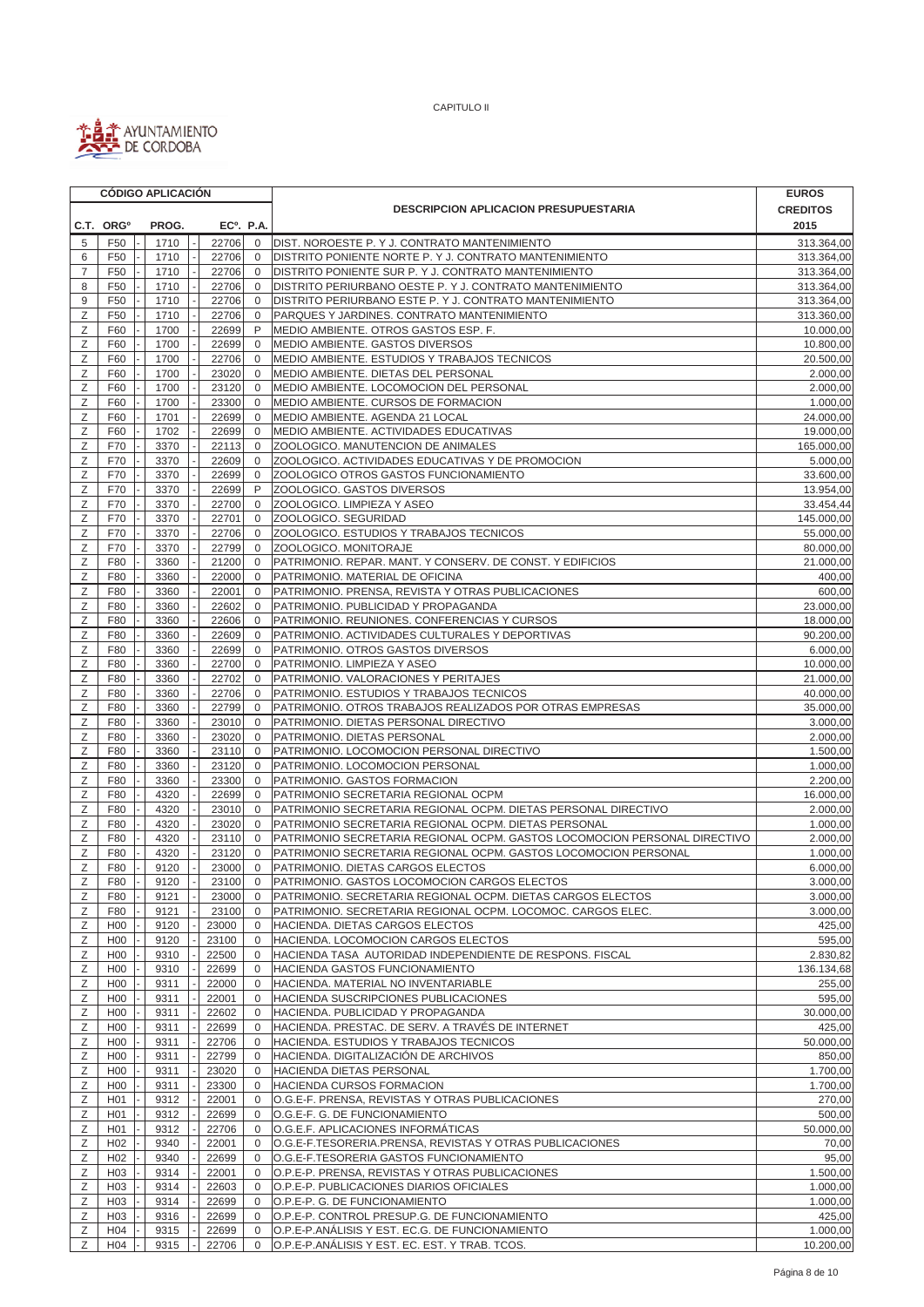CAPITULO II

AYUNTAMIENTO DE CORDOBA

| CÓDIGO APLICACIÓN | | | | | DESCRIPCION APLICACION PRESUPUESTARIA | EUROS CREDITOS 2015 |
|---|---|---|---|---|---|---|
| C.T. | ORGº | PROG. | ECº. | P.A. | | |
| 5 | F50 | 1710 | 22706 | 0 | DIST. NOROESTE P. Y J. CONTRATO MANTENIMIENTO | 313.364,00 |
| 6 | F50 | 1710 | 22706 | 0 | DISTRITO PONIENTE NORTE P. Y J. CONTRATO MANTENIMIENTO | 313.364,00 |
| 7 | F50 | 1710 | 22706 | 0 | DISTRITO PONIENTE SUR P. Y J. CONTRATO MANTENIMIENTO | 313.364,00 |
| 8 | F50 | 1710 | 22706 | 0 | DISTRITO PERIURBANO OESTE P. Y J. CONTRATO MANTENIMIENTO | 313.364,00 |
| 9 | F50 | 1710 | 22706 | 0 | DISTRITO PERIURBANO ESTE P. Y J. CONTRATO MANTENIMIENTO | 313.364,00 |
| Z | F50 | 1710 | 22706 | 0 | PARQUES Y JARDINES. CONTRATO MANTENIMIENTO | 313.360,00 |
| Z | F60 | 1700 | 22699 | P | MEDIO AMBIENTE. OTROS GASTOS ESP. F. | 10.000,00 |
| Z | F60 | 1700 | 22699 | 0 | MEDIO AMBIENTE. GASTOS DIVERSOS | 10.800,00 |
| Z | F60 | 1700 | 22706 | 0 | MEDIO AMBIENTE. ESTUDIOS Y TRABAJOS TECNICOS | 20.500,00 |
| Z | F60 | 1700 | 23020 | 0 | MEDIO AMBIENTE. DIETAS DEL PERSONAL | 2.000,00 |
| Z | F60 | 1700 | 23120 | 0 | MEDIO AMBIENTE. LOCOMOCION DEL PERSONAL | 2.000,00 |
| Z | F60 | 1700 | 23300 | 0 | MEDIO AMBIENTE. CURSOS DE FORMACION | 1.000,00 |
| Z | F60 | 1701 | 22699 | 0 | MEDIO AMBIENTE. AGENDA 21 LOCAL | 24.000,00 |
| Z | F60 | 1702 | 22699 | 0 | MEDIO AMBIENTE. ACTIVIDADES EDUCATIVAS | 19.000,00 |
| Z | F70 | 3370 | 22113 | 0 | ZOOLOGICO. MANUTENCION DE ANIMALES | 165.000,00 |
| Z | F70 | 3370 | 22609 | 0 | ZOOLOGICO. ACTIVIDADES EDUCATIVAS Y DE PROMOCION | 5.000,00 |
| Z | F70 | 3370 | 22699 | 0 | ZOOLOGICO OTROS GASTOS FUNCIONAMIENTO | 33.600,00 |
| Z | F70 | 3370 | 22699 | P | ZOOLOGICO. GASTOS DIVERSOS | 13.954,00 |
| Z | F70 | 3370 | 22700 | 0 | ZOOLOGICO. LIMPIEZA Y ASEO | 33.454,44 |
| Z | F70 | 3370 | 22701 | 0 | ZOOLOGICO. SEGURIDAD | 145.000,00 |
| Z | F70 | 3370 | 22706 | 0 | ZOOLOGICO. ESTUDIOS Y TRABAJOS TECNICOS | 55.000,00 |
| Z | F70 | 3370 | 22799 | 0 | ZOOLOGICO. MONITORAJE | 80.000,00 |
| Z | F80 | 3360 | 21200 | 0 | PATRIMONIO. REPAR. MANT. Y CONSERV. DE CONST. Y EDIFICIOS | 21.000,00 |
| Z | F80 | 3360 | 22000 | 0 | PATRIMONIO. MATERIAL DE OFICINA | 400,00 |
| Z | F80 | 3360 | 22001 | 0 | PATRIMONIO. PRENSA, REVISTA Y OTRAS PUBLICACIONES | 600,00 |
| Z | F80 | 3360 | 22602 | 0 | PATRIMONIO. PUBLICIDAD Y PROPAGANDA | 23.000,00 |
| Z | F80 | 3360 | 22606 | 0 | PATRIMONIO. REUNIONES. CONFERENCIAS Y CURSOS | 18.000,00 |
| Z | F80 | 3360 | 22609 | 0 | PATRIMONIO. ACTIVIDADES CULTURALES Y DEPORTIVAS | 90.200,00 |
| Z | F80 | 3360 | 22699 | 0 | PATRIMONIO. OTROS GASTOS DIVERSOS | 6.000,00 |
| Z | F80 | 3360 | 22700 | 0 | PATRIMONIO. LIMPIEZA Y ASEO | 10.000,00 |
| Z | F80 | 3360 | 22702 | 0 | PATRIMONIO. VALORACIONES Y PERITAJES | 21.000,00 |
| Z | F80 | 3360 | 22706 | 0 | PATRIMONIO. ESTUDIOS Y TRABAJOS TECNICOS | 40.000,00 |
| Z | F80 | 3360 | 22799 | 0 | PATRIMONIO. OTROS TRABAJOS REALIZADOS POR OTRAS EMPRESAS | 35.000,00 |
| Z | F80 | 3360 | 23010 | 0 | PATRIMONIO. DIETAS PERSONAL DIRECTIVO | 3.000,00 |
| Z | F80 | 3360 | 23020 | 0 | PATRIMONIO. DIETAS PERSONAL | 2.000,00 |
| Z | F80 | 3360 | 23110 | 0 | PATRIMONIO. LOCOMOCION PERSONAL DIRECTIVO | 1.500,00 |
| Z | F80 | 3360 | 23120 | 0 | PATRIMONIO. LOCOMOCION PERSONAL | 1.000,00 |
| Z | F80 | 3360 | 23300 | 0 | PATRIMONIO. GASTOS FORMACION | 2.200,00 |
| Z | F80 | 4320 | 22699 | 0 | PATRIMONIO SECRETARIA REGIONAL OCPM | 16.000,00 |
| Z | F80 | 4320 | 23010 | 0 | PATRIMONIO SECRETARIA REGIONAL OCPM. DIETAS PERSONAL DIRECTIVO | 2.000,00 |
| Z | F80 | 4320 | 23020 | 0 | PATRIMONIO SECRETARIA REGIONAL OCPM. DIETAS PERSONAL | 1.000,00 |
| Z | F80 | 4320 | 23110 | 0 | PATRIMONIO SECRETARIA REGIONAL OCPM. GASTOS LOCOMOCION PERSONAL DIRECTIVO | 2.000,00 |
| Z | F80 | 4320 | 23120 | 0 | PATRIMONIO SECRETARIA REGIONAL OCPM. GASTOS LOCOMOCION PERSONAL | 1.000,00 |
| Z | F80 | 9120 | 23000 | 0 | PATRIMONIO. DIETAS CARGOS ELECTOS | 6.000,00 |
| Z | F80 | 9120 | 23100 | 0 | PATRIMONIO. GASTOS LOCOMOCION CARGOS ELECTOS | 3.000,00 |
| Z | F80 | 9121 | 23000 | 0 | PATRIMONIO. SECRETARIA REGIONAL OCPM. DIETAS CARGOS ELECTOS | 3.000,00 |
| Z | F80 | 9121 | 23100 | 0 | PATRIMONIO. SECRETARIA REGIONAL OCPM. LOCOMOC. CARGOS ELEC. | 3.000,00 |
| Z | H00 | 9120 | 23000 | 0 | HACIENDA. DIETAS CARGOS ELECTOS | 425,00 |
| Z | H00 | 9120 | 23100 | 0 | HACIENDA. LOCOMOCION CARGOS ELECTOS | 595,00 |
| Z | H00 | 9310 | 22500 | 0 | HACIENDA TASA AUTORIDAD INDEPENDIENTE DE RESPONS. FISCAL | 2.830,82 |
| Z | H00 | 9310 | 22699 | 0 | HACIENDA GASTOS FUNCIONAMIENTO | 136.134,68 |
| Z | H00 | 9311 | 22000 | 0 | HACIENDA. MATERIAL NO INVENTARIABLE | 255,00 |
| Z | H00 | 9311 | 22001 | 0 | HACIENDA SUSCRIPCIONES PUBLICACIONES | 595,00 |
| Z | H00 | 9311 | 22602 | 0 | HACIENDA. PUBLICIDAD Y PROPAGANDA | 30.000,00 |
| Z | H00 | 9311 | 22699 | 0 | HACIENDA. PRESTAC. DE SERV. A TRAVÉS DE INTERNET | 425,00 |
| Z | H00 | 9311 | 22706 | 0 | HACIENDA. ESTUDIOS Y TRABAJOS TECNICOS | 50.000,00 |
| Z | H00 | 9311 | 22799 | 0 | HACIENDA. DIGITALIZACIÓN DE ARCHIVOS | 850,00 |
| Z | H00 | 9311 | 23020 | 0 | HACIENDA DIETAS PERSONAL | 1.700,00 |
| Z | H00 | 9311 | 23300 | 0 | HACIENDA CURSOS FORMACION | 1.700,00 |
| Z | H01 | 9312 | 22001 | 0 | O.G.E-F. PRENSA, REVISTAS Y OTRAS PUBLICACIONES | 270,00 |
| Z | H01 | 9312 | 22699 | 0 | O.G.E-F. G. DE FUNCIONAMIENTO | 500,00 |
| Z | H01 | 9312 | 22706 | 0 | O.G.E.F. APLICACIONES INFORMÁTICAS | 50.000,00 |
| Z | H02 | 9340 | 22001 | 0 | O.G.E-F.TESORERIA.PRENSA, REVISTAS Y OTRAS PUBLICACIONES | 70,00 |
| Z | H02 | 9340 | 22699 | 0 | O.G.E-F.TESORERIA GASTOS FUNCIONAMIENTO | 95,00 |
| Z | H03 | 9314 | 22001 | 0 | O.P.E-P. PRENSA, REVISTAS Y OTRAS PUBLICACIONES | 1.500,00 |
| Z | H03 | 9314 | 22603 | 0 | O.P.E-P. PUBLICACIONES DIARIOS OFICIALES | 1.000,00 |
| Z | H03 | 9314 | 22699 | 0 | O.P.E-P. G. DE FUNCIONAMIENTO | 1.000,00 |
| Z | H03 | 9316 | 22699 | 0 | O.P.E-P. CONTROL PRESUP.G. DE FUNCIONAMIENTO | 425,00 |
| Z | H04 | 9315 | 22699 | 0 | O.P.E-P.ANÁLISIS Y EST. EC.G. DE FUNCIONAMIENTO | 1.000,00 |
| Z | H04 | 9315 | 22706 | 0 | O.P.E-P.ANÁLISIS Y EST. EC. EST. Y TRAB. TCOS. | 10.200,00 |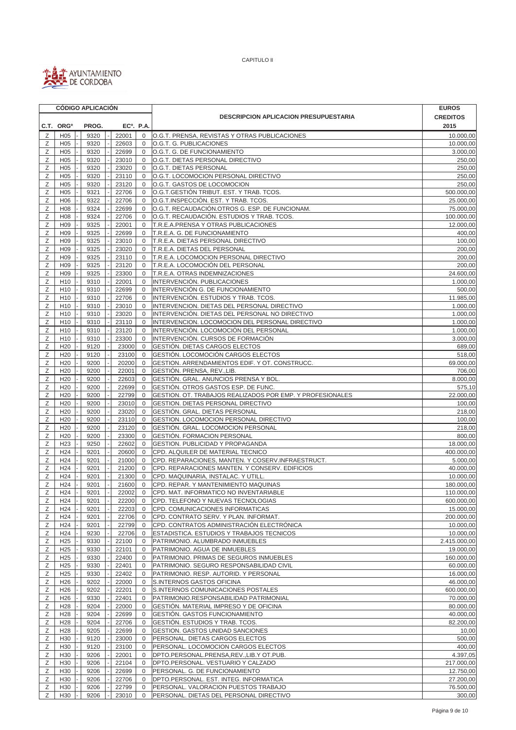CAPITULO II

| CÓDIGO APLICACIÓN | | | | | DESCRIPCION APLICACION PRESUPUESTARIA | EUROS |
|---|---|---|---|---|---|---|
| C.T. | ORGº | PROG. | ECº. | P.A. | | CREDITOS 2015 |
| Z | H05 | 9320 | 22001 | 0 | O.G.T. PRENSA, REVISTAS Y OTRAS PUBLICACIONES | 10.000,00 |
| Z | H05 | 9320 | 22603 | 0 | O.G.T. G. PUBLICACIONES | 10.000,00 |
| Z | H05 | 9320 | 22699 | 0 | O.G.T. G. DE FUNCIONAMIENTO | 3.000,00 |
| Z | H05 | 9320 | 23010 | 0 | O.G.T. DIETAS PERSONAL DIRECTIVO | 250,00 |
| Z | H05 | 9320 | 23020 | 0 | O.G.T. DIETAS PERSONAL | 250,00 |
| Z | H05 | 9320 | 23110 | 0 | O.G.T. LOCOMOCION PERSONAL DIRECTIVO | 250,00 |
| Z | H05 | 9320 | 23120 | 0 | O.G.T. GASTOS DE LOCOMOCION | 250,00 |
| Z | H05 | 9321 | 22706 | 0 | O.G.T.GESTIÓN TRIBUT. EST. Y TRAB. TCOS. | 500.000,00 |
| Z | H06 | 9322 | 22706 | 0 | O.G.T.INSPECCIÓN. EST. Y TRAB. TCOS. | 25.000,00 |
| Z | H08 | 9324 | 22699 | 0 | O.G.T. RECAUDACIÓN.OTROS G. ESP. DE FUNCIONAM. | 75.000,00 |
| Z | H08 | 9324 | 22706 | 0 | O.G.T. RECAUDACIÓN. ESTUDIOS Y TRAB. TCOS. | 100.000,00 |
| Z | H09 | 9325 | 22001 | 0 | T.R.E.A.PRENSA Y OTRAS PUBLICACIONES | 12.000,00 |
| Z | H09 | 9325 | 22699 | 0 | T.R.E.A. G. DE FUNCIONAMIENTO | 400,00 |
| Z | H09 | 9325 | 23010 | 0 | T.R.E.A. DIETAS PERSONAL DIRECTIVO | 100,00 |
| Z | H09 | 9325 | 23020 | 0 | T.R.E.A. DIETAS DEL PERSONAL | 200,00 |
| Z | H09 | 9325 | 23110 | 0 | T.R.E.A. LOCOMOCION PERSONAL DIRECTIVO | 200,00 |
| Z | H09 | 9325 | 23120 | 0 | T.R.E.A. LOCOMOCIÓN DEL PERSONAL | 200,00 |
| Z | H09 | 9325 | 23300 | 0 | T.R.E.A. OTRAS INDEMNIZACIONES | 24.600,00 |
| Z | H10 | 9310 | 22001 | 0 | INTERVENCIÓN. PUBLICACIONES | 1.000,00 |
| Z | H10 | 9310 | 22699 | 0 | INTERVENCIÓN G. DE FUNCIONAMIENTO | 500,00 |
| Z | H10 | 9310 | 22706 | 0 | INTERVENCIÓN. ESTUDIOS Y TRAB. TCOS. | 11.985,00 |
| Z | H10 | 9310 | 23010 | 0 | INTERVENCION. DIETAS DEL PERSONAL DIRECTIVO | 1.000,00 |
| Z | H10 | 9310 | 23020 | 0 | INTERVENCIÓN. DIETAS DEL PERSONAL NO DIRECTIVO | 1.000,00 |
| Z | H10 | 9310 | 23110 | 0 | INTERVENCION. LOCOMOCION DEL PERSONAL DIRECTIVO | 1.000,00 |
| Z | H10 | 9310 | 23120 | 0 | INTERVENCIÓN. LOCOMOCIÓN DEL PERSONAL | 1.000,00 |
| Z | H10 | 9310 | 23300 | 0 | INTERVENCIÓN. CURSOS DE FORMACIÓN | 3.000,00 |
| Z | H20 | 9120 | 23000 | 0 | GESTIÓN. DIETAS CARGOS ELECTOS | 689,00 |
| Z | H20 | 9120 | 23100 | 0 | GESTIÓN. LOCOMOCIÓN CARGOS ELECTOS | 518,00 |
| Z | H20 | 9200 | 20200 | 0 | GESTION. ARRENDAMIENTOS EDIF. Y OT. CONSTRUCC. | 69.000,00 |
| Z | H20 | 9200 | 22001 | 0 | GESTIÓN. PRENSA, REV.,LIB. | 706,00 |
| Z | H20 | 9200 | 22603 | 0 | GESTIÓN. GRAL. ANUNCIOS PRENSA Y BOL. | 8.000,00 |
| Z | H20 | 9200 | 22699 | 0 | GESTIÓN. OTROS GASTOS ESP. DE FUNC. | 575,10 |
| Z | H20 | 9200 | 22799 | 0 | GESTION. OT. TRABAJOS REALIZADOS POR EMP. Y PROFESIONALES | 22.000,00 |
| Z | H20 | 9200 | 23010 | 0 | GESTION. DIETAS PERSONAL DIRECTIVO | 100,00 |
| Z | H20 | 9200 | 23020 | 0 | GESTIÓN. GRAL. DIETAS PERSONAL | 218,00 |
| Z | H20 | 9200 | 23110 | 0 | GESTION. LOCOMOCION PERSONAL DIRECTIVO | 100,00 |
| Z | H20 | 9200 | 23120 | 0 | GESTIÓN. GRAL. LOCOMOCION PERSONAL | 218,00 |
| Z | H20 | 9200 | 23300 | 0 | GESTIÓN. FORMACION PERSONAL | 800,00 |
| Z | H23 | 9250 | 22602 | 0 | GESTION. PUBLICIDAD Y PROPAGANDA | 18.000,00 |
| Z | H24 | 9201 | 20600 | 0 | CPD. ALQUILER DE MATERIAL TECNICO | 400.000,00 |
| Z | H24 | 9201 | 21000 | 0 | CPD. REPARACIONES, MANTEN. Y COSERV.INFRAESTRUCT. | 5.000,00 |
| Z | H24 | 9201 | 21200 | 0 | CPD. REPARACIONES MANTEN. Y CONSERV. EDIFICIOS | 40.000,00 |
| Z | H24 | 9201 | 21300 | 0 | CPD. MAQUINARIA, INSTALAC. Y UTILL. | 10.000,00 |
| Z | H24 | 9201 | 21600 | 0 | CPD. REPAR. Y MANTENIMIENTO MAQUINAS | 180.000,00 |
| Z | H24 | 9201 | 22002 | 0 | CPD. MAT. INFORMATICO NO INVENTARIABLE | 110.000,00 |
| Z | H24 | 9201 | 22200 | 0 | CPD. TELEFONO Y NUEVAS TECNOLOGIAS | 600.000,00 |
| Z | H24 | 9201 | 22203 | 0 | CPD. COMUNICACIONES INFORMATICAS | 15.000,00 |
| Z | H24 | 9201 | 22706 | 0 | CPD. CONTRATO SERV. Y PLAN. INFORMAT. | 200.000,00 |
| Z | H24 | 9201 | 22799 | 0 | CPD. CONTRATOS ADMINISTRACIÓN ELECTRÓNICA | 10.000,00 |
| Z | H24 | 9230 | 22706 | 0 | ESTADISTICA. ESTUDIOS Y TRABAJOS TECNICOS | 10.000,00 |
| Z | H25 | 9330 | 22100 | 0 | PATRIMONIO. ALUMBRADO INMUEBLES | 2.415.000,00 |
| Z | H25 | 9330 | 22101 | 0 | PATRIMONIO. AGUA DE INMUEBLES | 19.000,00 |
| Z | H25 | 9330 | 22400 | 0 | PATRIMONIO. PRIMAS DE SEGUROS INMUEBLES | 160.000,00 |
| Z | H25 | 9330 | 22401 | 0 | PATRIMONIO. SEGURO RESPONSABILIDAD CIVIL | 60.000,00 |
| Z | H25 | 9330 | 22402 | 0 | PATRIMONIO. RESP. AUTORID. Y PERSONAL | 16.000,00 |
| Z | H26 | 9202 | 22000 | 0 | S.INTERNOS GASTOS OFICINA | 46.000,00 |
| Z | H26 | 9202 | 22201 | 0 | S.INTERNOS COMUNICACIONES POSTALES | 600.000,00 |
| Z | H26 | 9330 | 22401 | 0 | PATRIMONIO.RESPONSABILIDAD PATRIMONIAL | 70.000,00 |
| Z | H28 | 9204 | 22000 | 0 | GESTIÓN. MATERIAL IMPRESO Y DE OFICINA | 80.000,00 |
| Z | H28 | 9204 | 22699 | 0 | GESTIÓN. GASTOS FUNCIONAMIENTO | 40.000,00 |
| Z | H28 | 9204 | 22706 | 0 | GESTIÓN. ESTUDIOS Y TRAB. TCOS. | 82.200,00 |
| Z | H28 | 9205 | 22699 | 0 | GESTION. GASTOS UNIDAD SANCIONES | 10,00 |
| Z | H30 | 9120 | 23000 | 0 | PERSONAL. DIETAS CARGOS ELECTOS | 500,00 |
| Z | H30 | 9120 | 23100 | 0 | PERSONAL. LOCOMOCION CARGOS ELECTOS | 400,00 |
| Z | H30 | 9206 | 22001 | 0 | DPTO.PERSONAL.PRENSA,REV.,LIB.Y OT.PUB. | 4.397,05 |
| Z | H30 | 9206 | 22104 | 0 | DPTO.PERSONAL. VESTUARIO Y CALZADO | 217.000,00 |
| Z | H30 | 9206 | 22699 | 0 | PERSONAL. G. DE FUNCIONAMIENTO | 12.750,00 |
| Z | H30 | 9206 | 22706 | 0 | DPTO.PERSONAL. EST. INTEG. INFORMATICA | 27.200,00 |
| Z | H30 | 9206 | 22799 | 0 | PERSONAL. VALORACION PUESTOS TRABAJO | 76.500,00 |
| Z | H30 | 9206 | 23010 | 0 | PERSONAL. DIETAS DEL PERSONAL DIRECTIVO | 300,00 |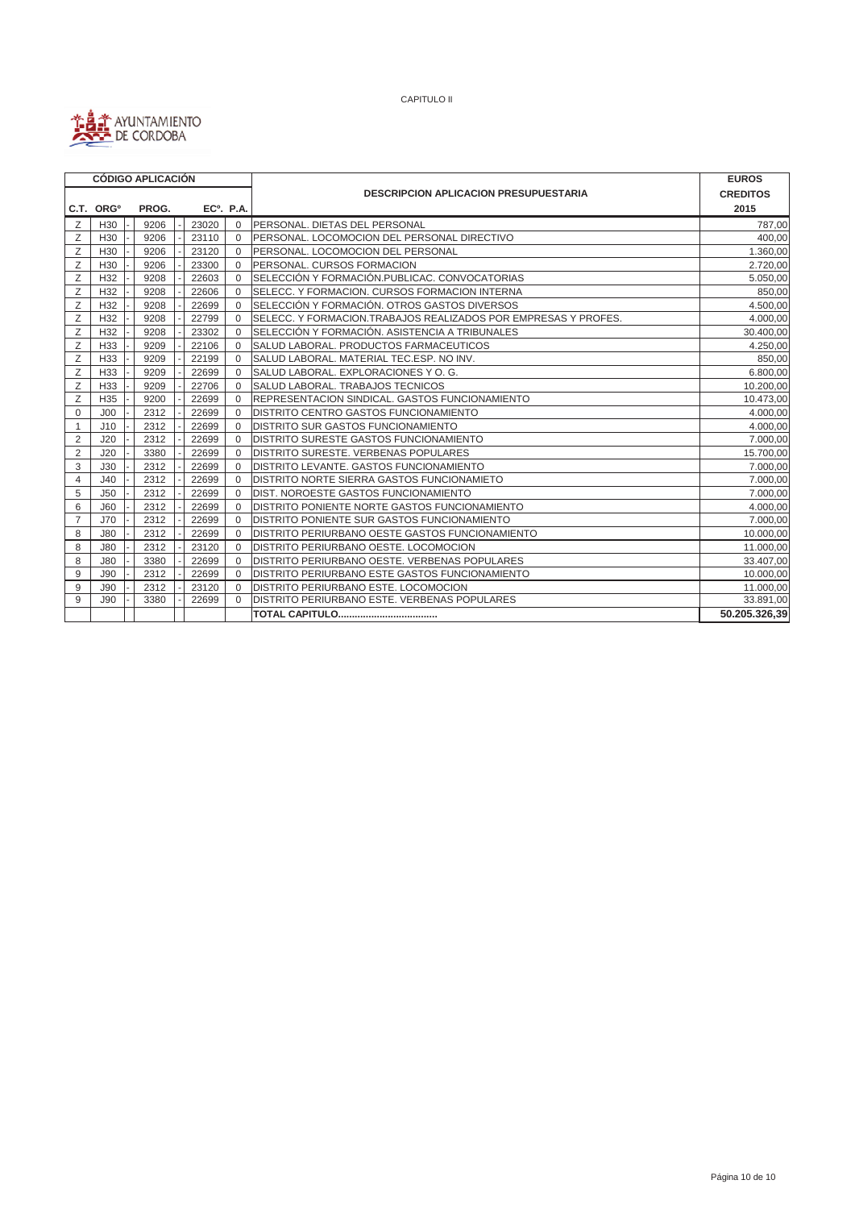CAPITULO II

AYUNTAMIENTO DE CORDOBA

| CÓDIGO APLICACIÓN | | | | | DESCRIPCION APLICACION PRESUPUESTARIA | EUROS CREDITOS |
|---|---|---|---|---|---|---|
| C.T. | ORGº | PROG. | ECº. | P.A. | | 2015 |
| Z | H30 | 9206 | 23020 | 0 | PERSONAL. DIETAS DEL PERSONAL | 787,00 |
| Z | H30 | 9206 | 23110 | 0 | PERSONAL. LOCOMOCION DEL PERSONAL DIRECTIVO | 400,00 |
| Z | H30 | 9206 | 23120 | 0 | PERSONAL. LOCOMOCION DEL PERSONAL | 1.360,00 |
| Z | H30 | 9206 | 23300 | 0 | PERSONAL. CURSOS FORMACION | 2.720,00 |
| Z | H32 | 9208 | 22603 | 0 | SELECCIÓN Y FORMACIÓN.PUBLICAC. CONVOCATORIAS | 5.050,00 |
| Z | H32 | 9208 | 22606 | 0 | SELECC. Y FORMACION. CURSOS FORMACION INTERNA | 850,00 |
| Z | H32 | 9208 | 22699 | 0 | SELECCIÓN Y FORMACIÓN. OTROS GASTOS DIVERSOS | 4.500,00 |
| Z | H32 | 9208 | 22799 | 0 | SELECC. Y FORMACION.TRABAJOS REALIZADOS POR EMPRESAS Y PROFES. | 4.000,00 |
| Z | H32 | 9208 | 23302 | 0 | SELECCIÓN Y FORMACIÓN. ASISTENCIA A TRIBUNALES | 30.400,00 |
| Z | H33 | 9209 | 22106 | 0 | SALUD LABORAL. PRODUCTOS FARMACEUTICOS | 4.250,00 |
| Z | H33 | 9209 | 22199 | 0 | SALUD LABORAL. MATERIAL TEC.ESP. NO INV. | 850,00 |
| Z | H33 | 9209 | 22699 | 0 | SALUD LABORAL. EXPLORACIONES Y O. G. | 6.800,00 |
| Z | H33 | 9209 | 22706 | 0 | SALUD LABORAL. TRABAJOS TECNICOS | 10.200,00 |
| Z | H35 | 9200 | 22699 | 0 | REPRESENTACION SINDICAL. GASTOS FUNCIONAMIENTO | 10.473,00 |
| 0 | J00 | 2312 | 22699 | 0 | DISTRITO CENTRO GASTOS FUNCIONAMIENTO | 4.000,00 |
| 1 | J10 | 2312 | 22699 | 0 | DISTRITO SUR GASTOS FUNCIONAMIENTO | 4.000,00 |
| 2 | J20 | 2312 | 22699 | 0 | DISTRITO SURESTE GASTOS FUNCIONAMIENTO | 7.000,00 |
| 2 | J20 | 3380 | 22699 | 0 | DISTRITO SURESTE. VERBENAS POPULARES | 15.700,00 |
| 3 | J30 | 2312 | 22699 | 0 | DISTRITO LEVANTE. GASTOS FUNCIONAMIENTO | 7.000,00 |
| 4 | J40 | 2312 | 22699 | 0 | DISTRITO NORTE SIERRA GASTOS FUNCIONAMIETO | 7.000,00 |
| 5 | J50 | 2312 | 22699 | 0 | DIST. NOROESTE GASTOS FUNCIONAMIENTO | 7.000,00 |
| 6 | J60 | 2312 | 22699 | 0 | DISTRITO PONIENTE NORTE GASTOS FUNCIONAMIENTO | 4.000,00 |
| 7 | J70 | 2312 | 22699 | 0 | DISTRITO PONIENTE SUR GASTOS FUNCIONAMIENTO | 7.000,00 |
| 8 | J80 | 2312 | 22699 | 0 | DISTRITO PERIURBANO OESTE GASTOS FUNCIONAMIENTO | 10.000,00 |
| 8 | J80 | 2312 | 23120 | 0 | DISTRITO PERIURBANO OESTE. LOCOMOCION | 11.000,00 |
| 8 | J80 | 3380 | 22699 | 0 | DISTRITO PERIURBANO OESTE. VERBENAS POPULARES | 33.407,00 |
| 9 | J90 | 2312 | 22699 | 0 | DISTRITO PERIURBANO ESTE GASTOS FUNCIONAMIENTO | 10.000,00 |
| 9 | J90 | 2312 | 23120 | 0 | DISTRITO PERIURBANO ESTE. LOCOMOCION | 11.000,00 |
| 9 | J90 | 3380 | 22699 | 0 | DISTRITO PERIURBANO ESTE. VERBENAS POPULARES | 33.891,00 |
| | | | | | **TOTAL CAPITULO....................................** | **50.205.326,39** |